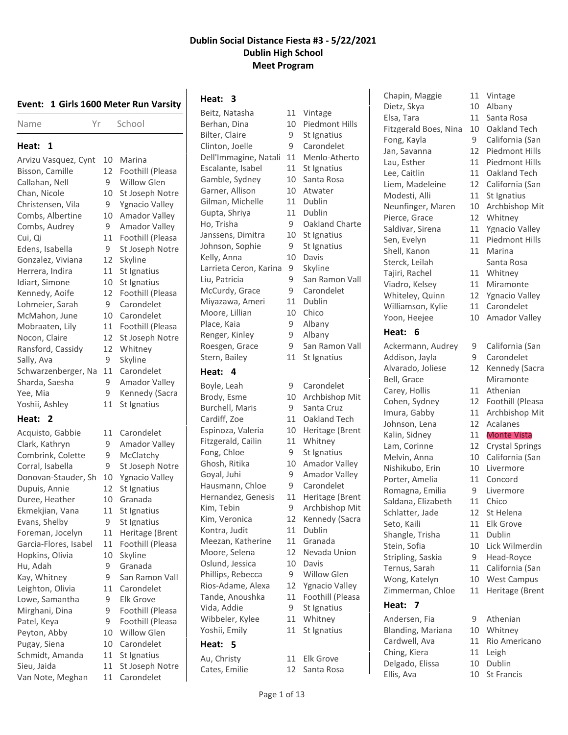# Dublin Social Distance Fiesta #3 - 5/22/2021
## Dublin High School
## Meet Program

### Event: 1 Girls 1600 Meter Run Varsity

#### Heat: 1

| Name | Yr | School |
|---|---|---|
| Arvizu Vasquez, Cynt | 10 | Marina |
| Bisson, Camille | 12 | Foothill (Pleasa |
| Callahan, Nell | 9 | Willow Glen |
| Chan, Nicole | 10 | St Joseph Notre |
| Christensen, Vila | 9 | Ygnacio Valley |
| Combs, Albertine | 10 | Amador Valley |
| Combs, Audrey | 9 | Amador Valley |
| Cui, Qi | 11 | Foothill (Pleasa |
| Edens, Isabella | 9 | St Joseph Notre |
| Gonzalez, Viviana | 12 | Skyline |
| Herrera, Indira | 11 | St Ignatius |
| Idiart, Simone | 10 | St Ignatius |
| Kennedy, Aoife | 12 | Foothill (Pleasa |
| Lohmeier, Sarah | 9 | Carondelet |
| McMahon, June | 10 | Carondelet |
| Mobraaten, Lily | 11 | Foothill (Pleasa |
| Nocon, Claire | 12 | St Joseph Notre |
| Ransford, Cassidy | 12 | Whitney |
| Sally, Ava | 9 | Skyline |
| Schwarzenberger, Na | 11 | Carondelet |
| Sharda, Saesha | 9 | Amador Valley |
| Yee, Mia | 9 | Kennedy (Sacra |
| Yoshii, Ashley | 11 | St Ignatius |

#### Heat: 2

| Name | Yr | School |
|---|---|---|
| Acquisto, Gabbie | 11 | Carondelet |
| Clark, Kathryn | 9 | Amador Valley |
| Combrink, Colette | 9 | McClatchy |
| Corral, Isabella | 9 | St Joseph Notre |
| Donovan-Stauder, Sh | 10 | Ygnacio Valley |
| Dupuis, Annie | 12 | St Ignatius |
| Duree, Heather | 10 | Granada |
| Ekmekjian, Vana | 11 | St Ignatius |
| Evans, Shelby | 9 | St Ignatius |
| Foreman, Jocelyn | 11 | Heritage (Brent |
| Garcia-Flores, Isabel | 11 | Foothill (Pleasa |
| Hopkins, Olivia | 10 | Skyline |
| Hu, Adah | 9 | Granada |
| Kay, Whitney | 9 | San Ramon Vall |
| Leighton, Olivia | 11 | Carondelet |
| Lowe, Samantha | 9 | Elk Grove |
| Mirghani, Dina | 9 | Foothill (Pleasa |
| Patel, Keya | 9 | Foothill (Pleasa |
| Peyton, Abby | 10 | Willow Glen |
| Pugay, Siena | 10 | Carondelet |
| Schmidt, Amanda | 11 | St Ignatius |
| Sieu, Jaida | 11 | St Joseph Notre |
| Van Note, Meghan | 11 | Carondelet |

#### Heat: 3

| Name | Yr | School |
|---|---|---|
| Beitz, Natasha | 11 | Vintage |
| Berhan, Dina | 10 | Piedmont Hills |
| Bilter, Claire | 9 | St Ignatius |
| Clinton, Joelle | 9 | Carondelet |
| Dell'Immagine, Natali | 11 | Menlo-Atherto |
| Escalante, Isabel | 11 | St Ignatius |
| Gamble, Sydney | 10 | Santa Rosa |
| Garner, Allison | 10 | Atwater |
| Gilman, Michelle | 11 | Dublin |
| Gupta, Shriya | 11 | Dublin |
| Ho, Trisha | 9 | Oakland Charte |
| Janssens, Dimitra | 10 | St Ignatius |
| Johnson, Sophie | 9 | St Ignatius |
| Kelly, Anna | 10 | Davis |
| Larrieta Ceron, Karina | 9 | Skyline |
| Liu, Patricia | 9 | San Ramon Vall |
| McCurdy, Grace | 9 | Carondelet |
| Miyazawa, Ameri | 11 | Dublin |
| Moore, Lillian | 10 | Chico |
| Place, Kaia | 9 | Albany |
| Renger, Kinley | 9 | Albany |
| Roesgen, Grace | 9 | San Ramon Vall |
| Stern, Bailey | 11 | St Ignatius |

#### Heat: 4

| Name | Yr | School |
|---|---|---|
| Boyle, Leah | 9 | Carondelet |
| Brody, Esme | 10 | Archbishop Mit |
| Burchell, Maris | 9 | Santa Cruz |
| Cardiff, Zoe | 11 | Oakland Tech |
| Espinoza, Valeria | 10 | Heritage (Brent |
| Fitzgerald, Cailin | 11 | Whitney |
| Fong, Chloe | 9 | St Ignatius |
| Ghosh, Ritika | 10 | Amador Valley |
| Goyal, Juhi | 9 | Amador Valley |
| Hausmann, Chloe | 9 | Carondelet |
| Hernandez, Genesis | 11 | Heritage (Brent |
| Kim, Tebin | 9 | Archbishop Mit |
| Kim, Veronica | 12 | Kennedy (Sacra |
| Kontra, Judit | 11 | Dublin |
| Meezan, Katherine | 11 | Granada |
| Moore, Selena | 12 | Nevada Union |
| Oslund, Jessica | 10 | Davis |
| Phillips, Rebecca | 9 | Willow Glen |
| Rios-Adame, Alexa | 12 | Ygnacio Valley |
| Tande, Anoushka | 11 | Foothill (Pleasa |
| Vida, Addie | 9 | St Ignatius |
| Wibbeler, Kylee | 11 | Whitney |
| Yoshii, Emily | 11 | St Ignatius |

#### Heat: 5

| Name | Yr | School |
|---|---|---|
| Au, Christy | 11 | Elk Grove |
| Cates, Emilie | 12 | Santa Rosa |
| Chapin, Maggie | 11 | Vintage |
| Dietz, Skya | 10 | Albany |
| Elsa, Tara | 11 | Santa Rosa |
| Fitzgerald Boes, Nina | 10 | Oakland Tech |
| Fong, Kayla | 9 | California (San |
| Jan, Savanna | 12 | Piedmont Hills |
| Lau, Esther | 11 | Piedmont Hills |
| Lee, Caitlin | 11 | Oakland Tech |
| Liem, Madeleine | 12 | California (San |
| Modesti, Alli | 11 | St Ignatius |
| Neunfinger, Maren | 10 | Archbishop Mit |
| Pierce, Grace | 12 | Whitney |
| Saldivar, Sirena | 11 | Ygnacio Valley |
| Sen, Evelyn | 11 | Piedmont Hills |
| Shell, Kanon | 11 | Marina |
| Sterck, Leilah | | Santa Rosa |
| Tajiri, Rachel | 11 | Whitney |
| Viadro, Kelsey | 11 | Miramonte |
| Whiteley, Quinn | 12 | Ygnacio Valley |
| Williamson, Kylie | 11 | Carondelet |
| Yoon, Heejee | 10 | Amador Valley |

#### Heat: 6

| Name | Yr | School |
|---|---|---|
| Ackermann, Audrey | 9 | California (San |
| Addison, Jayla | 9 | Carondelet |
| Alvarado, Joliese | 12 | Kennedy (Sacra |
| Bell, Grace | | Miramonte |
| Carey, Hollis | 11 | Athenian |
| Cohen, Sydney | 12 | Foothill (Pleasa |
| Imura, Gabby | 11 | Archbishop Mit |
| Johnson, Lena | 12 | Acalanes |
| Kalin, Sidney | 11 | Monte Vista |
| Lam, Corinne | 12 | Crystal Springs |
| Melvin, Anna | 10 | California (San |
| Nishikubo, Erin | 10 | Livermore |
| Porter, Amelia | 11 | Concord |
| Romagna, Emilia | 9 | Livermore |
| Saldana, Elizabeth | 11 | Chico |
| Schlatter, Jade | 12 | St Helena |
| Seto, Kaili | 11 | Elk Grove |
| Shangle, Trisha | 11 | Dublin |
| Stein, Sofia | 10 | Lick Wilmerdin |
| Stripling, Saskia | 9 | Head-Royce |
| Ternus, Sarah | 11 | California (San |
| Wong, Katelyn | 10 | West Campus |
| Zimmerman, Chloe | 11 | Heritage (Brent |

#### Heat: 7

| Name | Yr | School |
|---|---|---|
| Andersen, Fia | 9 | Athenian |
| Blanding, Mariana | 10 | Whitney |
| Cardwell, Ava | 11 | Rio Americano |
| Ching, Kiera | 11 | Leigh |
| Delgado, Elissa | 10 | Dublin |
| Ellis, Ava | 10 | St Francis |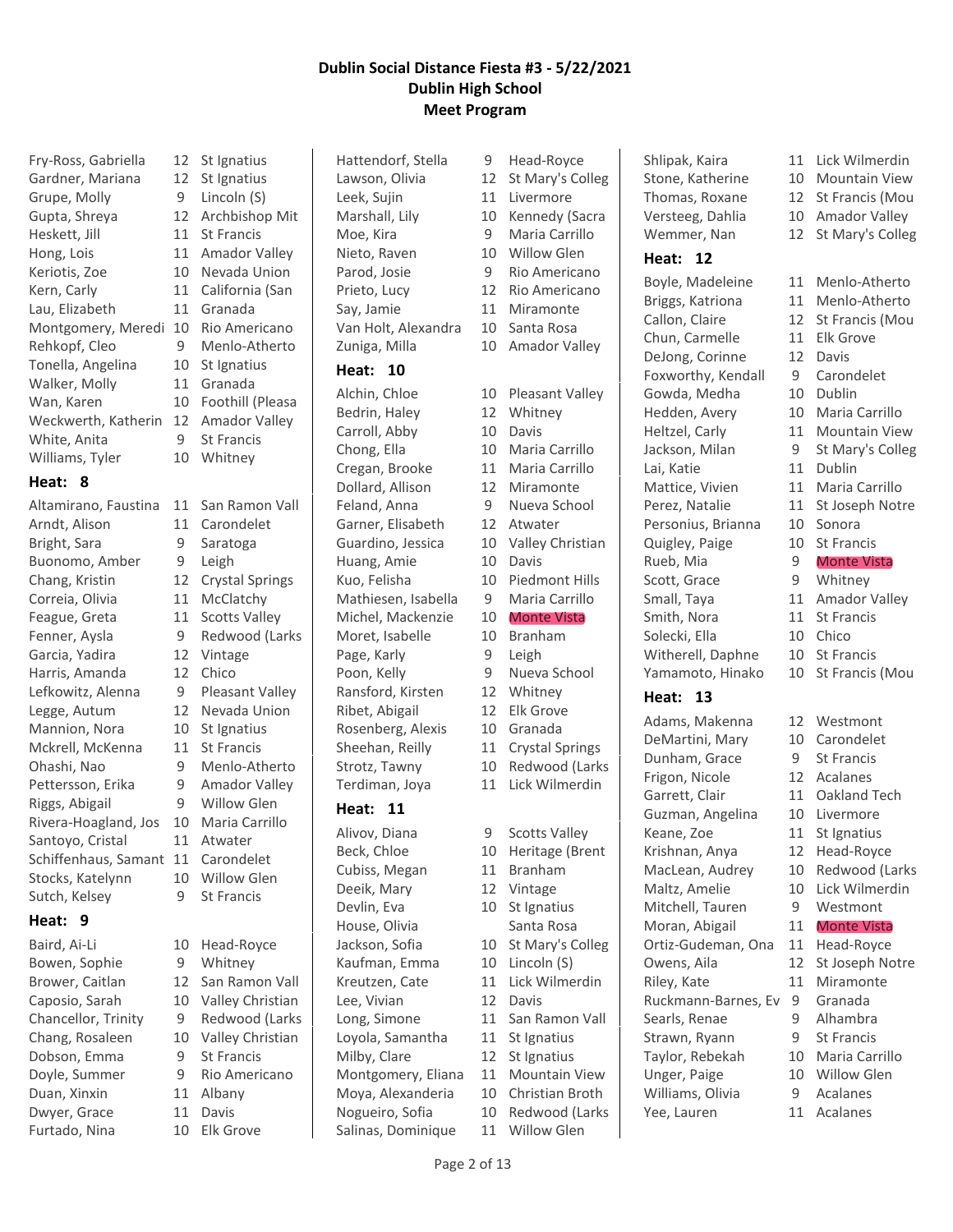# Dublin Social Distance Fiesta #3 - 5/22/2021
## Dublin High School
## Meet Program

| Name | Year | School |
|---|---|---|
| Fry-Ross, Gabriella | 12 | St Ignatius |
| Gardner, Mariana | 12 | St Ignatius |
| Grupe, Molly | 9 | Lincoln (S) |
| Gupta, Shreya | 12 | Archbishop Mit |
| Heskett, Jill | 11 | St Francis |
| Hong, Lois | 11 | Amador Valley |
| Keriotis, Zoe | 10 | Nevada Union |
| Kern, Carly | 11 | California (San |
| Lau, Elizabeth | 11 | Granada |
| Montgomery, Meredi | 10 | Rio Americano |
| Rehkopf, Cleo | 9 | Menlo-Atherto |
| Tonella, Angelina | 10 | St Ignatius |
| Walker, Molly | 11 | Granada |
| Wan, Karen | 10 | Foothill (Pleasa |
| Weckwerth, Katherin | 12 | Amador Valley |
| White, Anita | 9 | St Francis |
| Williams, Tyler | 10 | Whitney |

**Heat: 8**

| Name | Year | School |
|---|---|---|
| Altamirano, Faustina | 11 | San Ramon Vall |
| Arndt, Alison | 11 | Carondelet |
| Bright, Sara | 9 | Saratoga |
| Buonomo, Amber | 9 | Leigh |
| Chang, Kristin | 12 | Crystal Springs |
| Correia, Olivia | 11 | McClatchy |
| Feague, Greta | 11 | Scotts Valley |
| Fenner, Aysla | 9 | Redwood (Larks |
| Garcia, Yadira | 12 | Vintage |
| Harris, Amanda | 12 | Chico |
| Lefkowitz, Alenna | 9 | Pleasant Valley |
| Legge, Autum | 12 | Nevada Union |
| Mannion, Nora | 10 | St Ignatius |
| Mckrell, McKenna | 11 | St Francis |
| Ohashi, Nao | 9 | Menlo-Atherto |
| Pettersson, Erika | 9 | Amador Valley |
| Riggs, Abigail | 9 | Willow Glen |
| Rivera-Hoagland, Jos | 10 | Maria Carrillo |
| Santoyo, Cristal | 11 | Atwater |
| Schiffenhaus, Samant | 11 | Carondelet |
| Stocks, Katelynn | 10 | Willow Glen |
| Sutch, Kelsey | 9 | St Francis |

**Heat: 9**

| Name | Year | School |
|---|---|---|
| Baird, Ai-Li | 10 | Head-Royce |
| Bowen, Sophie | 9 | Whitney |
| Brower, Caitlan | 12 | San Ramon Vall |
| Caposio, Sarah | 10 | Valley Christian |
| Chancellor, Trinity | 9 | Redwood (Larks |
| Chang, Rosaleen | 10 | Valley Christian |
| Dobson, Emma | 9 | St Francis |
| Doyle, Summer | 9 | Rio Americano |
| Duan, Xinxin | 11 | Albany |
| Dwyer, Grace | 11 | Davis |
| Furtado, Nina | 10 | Elk Grove |
| Hattendorf, Stella | 9 | Head-Royce |
| Lawson, Olivia | 12 | St Mary's Colleg |
| Leek, Sujin | 11 | Livermore |
| Marshall, Lily | 10 | Kennedy (Sacra |
| Moe, Kira | 9 | Maria Carrillo |
| Nieto, Raven | 10 | Willow Glen |
| Parod, Josie | 9 | Rio Americano |
| Prieto, Lucy | 12 | Rio Americano |
| Say, Jamie | 11 | Miramonte |
| Van Holt, Alexandra | 10 | Santa Rosa |
| Zuniga, Milla | 10 | Amador Valley |

**Heat: 10**

| Name | Year | School |
|---|---|---|
| Alchin, Chloe | 10 | Pleasant Valley |
| Bedrin, Haley | 12 | Whitney |
| Carroll, Abby | 10 | Davis |
| Chong, Ella | 10 | Maria Carrillo |
| Cregan, Brooke | 11 | Maria Carrillo |
| Dollard, Allison | 12 | Miramonte |
| Feland, Anna | 9 | Nueva School |
| Garner, Elisabeth | 12 | Atwater |
| Guardino, Jessica | 10 | Valley Christian |
| Huang, Amie | 10 | Davis |
| Kuo, Felisha | 10 | Piedmont Hills |
| Mathiesen, Isabella | 9 | Maria Carrillo |
| Michel, Mackenzie | 10 | Monte Vista |
| Moret, Isabelle | 10 | Branham |
| Page, Karly | 9 | Leigh |
| Poon, Kelly | 9 | Nueva School |
| Ransford, Kirsten | 12 | Whitney |
| Ribet, Abigail | 12 | Elk Grove |
| Rosenberg, Alexis | 10 | Granada |
| Sheehan, Reilly | 11 | Crystal Springs |
| Strotz, Tawny | 10 | Redwood (Larks |
| Terdiman, Joya | 11 | Lick Wilmerdin |

**Heat: 11**

| Name | Year | School |
|---|---|---|
| Alivov, Diana | 9 | Scotts Valley |
| Beck, Chloe | 10 | Heritage (Brent |
| Cubiss, Megan | 11 | Branham |
| Deeik, Mary | 12 | Vintage |
| Devlin, Eva | 10 | St Ignatius |
| House, Olivia | | Santa Rosa |
| Jackson, Sofia | 10 | St Mary's Colleg |
| Kaufman, Emma | 10 | Lincoln (S) |
| Kreutzen, Cate | 11 | Lick Wilmerdin |
| Lee, Vivian | 12 | Davis |
| Long, Simone | 11 | San Ramon Vall |
| Loyola, Samantha | 11 | St Ignatius |
| Milby, Clare | 12 | St Ignatius |
| Montgomery, Eliana | 11 | Mountain View |
| Moya, Alexanderia | 10 | Christian Broth |
| Nogueiro, Sofia | 10 | Redwood (Larks |
| Salinas, Dominique | 11 | Willow Glen |
| Shlipak, Kaira | 11 | Lick Wilmerdin |
| Stone, Katherine | 10 | Mountain View |
| Thomas, Roxane | 12 | St Francis (Mou |
| Versteeg, Dahlia | 10 | Amador Valley |
| Wemmer, Nan | 12 | St Mary's Colleg |

**Heat: 12**

| Name | Year | School |
|---|---|---|
| Boyle, Madeleine | 11 | Menlo-Atherto |
| Briggs, Katriona | 11 | Menlo-Atherto |
| Callon, Claire | 12 | St Francis (Mou |
| Chun, Carmelle | 11 | Elk Grove |
| DeJong, Corinne | 12 | Davis |
| Foxworthy, Kendall | 9 | Carondelet |
| Gowda, Medha | 10 | Dublin |
| Hedden, Avery | 10 | Maria Carrillo |
| Heltzel, Carly | 11 | Mountain View |
| Jackson, Milan | 9 | St Mary's Colleg |
| Lai, Katie | 11 | Dublin |
| Mattice, Vivien | 11 | Maria Carrillo |
| Perez, Natalie | 11 | St Joseph Notre |
| Personius, Brianna | 10 | Sonora |
| Quigley, Paige | 10 | St Francis |
| Rueb, Mia | 9 | Monte Vista |
| Scott, Grace | 9 | Whitney |
| Small, Taya | 11 | Amador Valley |
| Smith, Nora | 11 | St Francis |
| Solecki, Ella | 10 | Chico |
| Witherell, Daphne | 10 | St Francis |
| Yamamoto, Hinako | 10 | St Francis (Mou |

**Heat: 13**

| Name | Year | School |
|---|---|---|
| Adams, Makenna | 12 | Westmont |
| DeMartini, Mary | 10 | Carondelet |
| Dunham, Grace | 9 | St Francis |
| Frigon, Nicole | 12 | Acalanes |
| Garrett, Clair | 11 | Oakland Tech |
| Guzman, Angelina | 10 | Livermore |
| Keane, Zoe | 11 | St Ignatius |
| Krishnan, Anya | 12 | Head-Royce |
| MacLean, Audrey | 10 | Redwood (Larks |
| Maltz, Amelie | 10 | Lick Wilmerdin |
| Mitchell, Tauren | 9 | Westmont |
| Moran, Abigail | 11 | Monte Vista |
| Ortiz-Gudeman, Ona | 11 | Head-Royce |
| Owens, Aila | 12 | St Joseph Notre |
| Riley, Kate | 11 | Miramonte |
| Ruckmann-Barnes, Ev | 9 | Granada |
| Searls, Renae | 9 | Alhambra |
| Strawn, Ryann | 9 | St Francis |
| Taylor, Rebekah | 10 | Maria Carrillo |
| Unger, Paige | 10 | Willow Glen |
| Williams, Olivia | 9 | Acalanes |
| Yee, Lauren | 11 | Acalanes |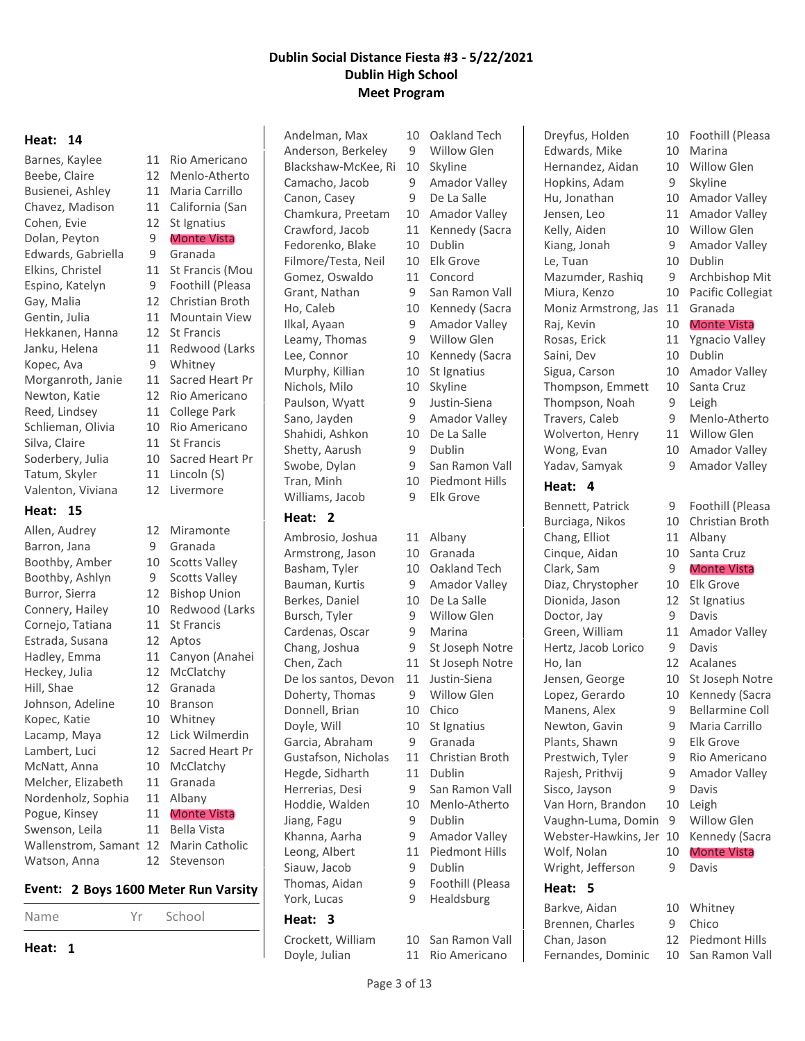# Dublin Social Distance Fiesta #3 - 5/22/2021

## Dublin High School

## Meet Program

### Heat: 14

| Name | Yr | School |
|---|---|---|
| Barnes, Kaylee | 11 | Rio Americano |
| Beebe, Claire | 12 | Menlo-Atherto |
| Busienei, Ashley | 11 | Maria Carrillo |
| Chavez, Madison | 11 | California (San |
| Cohen, Evie | 12 | St Ignatius |
| Dolan, Peyton | 9 | Monte Vista |
| Edwards, Gabriella | 9 | Granada |
| Elkins, Christel | 11 | St Francis (Mou |
| Espino, Katelyn | 9 | Foothill (Pleasa |
| Gay, Malia | 12 | Christian Broth |
| Gentin, Julia | 11 | Mountain View |
| Hekkanen, Hanna | 12 | St Francis |
| Janku, Helena | 11 | Redwood (Larks |
| Kopec, Ava | 9 | Whitney |
| Morganroth, Janie | 11 | Sacred Heart Pr |
| Newton, Katie | 12 | Rio Americano |
| Reed, Lindsey | 11 | College Park |
| Schlieman, Olivia | 10 | Rio Americano |
| Silva, Claire | 11 | St Francis |
| Soderbery, Julia | 10 | Sacred Heart Pr |
| Tatum, Skyler | 11 | Lincoln (S) |
| Valenton, Viviana | 12 | Livermore |

### Heat: 15

| Name | Yr | School |
|---|---|---|
| Allen, Audrey | 12 | Miramonte |
| Barron, Jana | 9 | Granada |
| Boothby, Amber | 10 | Scotts Valley |
| Boothby, Ashlyn | 9 | Scotts Valley |
| Burror, Sierra | 12 | Bishop Union |
| Connery, Hailey | 10 | Redwood (Larks |
| Cornejo, Tatiana | 11 | St Francis |
| Estrada, Susana | 12 | Aptos |
| Hadley, Emma | 11 | Canyon (Anahei |
| Heckey, Julia | 12 | McClatchy |
| Hill, Shae | 12 | Granada |
| Johnson, Adeline | 10 | Branson |
| Kopec, Katie | 10 | Whitney |
| Lacamp, Maya | 12 | Lick Wilmerdin |
| Lambert, Luci | 12 | Sacred Heart Pr |
| McNatt, Anna | 10 | McClatchy |
| Melcher, Elizabeth | 11 | Granada |
| Nordenholz, Sophia | 11 | Albany |
| Pogue, Kinsey | 11 | Monte Vista |
| Swenson, Leila | 11 | Bella Vista |
| Wallenstrom, Samant | 12 | Marin Catholic |
| Watson, Anna | 12 | Stevenson |

## Event: 2 Boys 1600 Meter Run Varsity

### Heat: 1

| Name | Yr | School |
|---|---|---|
| Andelman, Max | 10 | Oakland Tech |
| Anderson, Berkeley | 9 | Willow Glen |
| Blackshaw-McKee, Ri | 10 | Skyline |
| Camacho, Jacob | 9 | Amador Valley |
| Canon, Casey | 9 | De La Salle |
| Chamkura, Preetam | 10 | Amador Valley |
| Crawford, Jacob | 11 | Kennedy (Sacra |
| Fedorenko, Blake | 10 | Dublin |
| Filmore/Testa, Neil | 10 | Elk Grove |
| Gomez, Oswaldo | 11 | Concord |
| Grant, Nathan | 9 | San Ramon Vall |
| Ho, Caleb | 10 | Kennedy (Sacra |
| Ilkal, Ayaan | 9 | Amador Valley |
| Leamy, Thomas | 9 | Willow Glen |
| Lee, Connor | 10 | Kennedy (Sacra |
| Murphy, Killian | 10 | St Ignatius |
| Nichols, Milo | 10 | Skyline |
| Paulson, Wyatt | 9 | Justin-Siena |
| Sano, Jayden | 9 | Amador Valley |
| Shahidi, Ashkon | 10 | De La Salle |
| Shetty, Aarush | 9 | Dublin |
| Swobe, Dylan | 9 | San Ramon Vall |
| Tran, Minh | 10 | Piedmont Hills |
| Williams, Jacob | 9 | Elk Grove |

### Heat: 2

| Name | Yr | School |
|---|---|---|
| Ambrosio, Joshua | 11 | Albany |
| Armstrong, Jason | 10 | Granada |
| Basham, Tyler | 10 | Oakland Tech |
| Bauman, Kurtis | 9 | Amador Valley |
| Berkes, Daniel | 10 | De La Salle |
| Bursch, Tyler | 9 | Willow Glen |
| Cardenas, Oscar | 9 | Marina |
| Chang, Joshua | 9 | St Joseph Notre |
| Chen, Zach | 11 | St Joseph Notre |
| De los santos, Devon | 11 | Justin-Siena |
| Doherty, Thomas | 9 | Willow Glen |
| Donnell, Brian | 10 | Chico |
| Doyle, Will | 10 | St Ignatius |
| Garcia, Abraham | 9 | Granada |
| Gustafson, Nicholas | 11 | Christian Broth |
| Hegde, Sidharth | 11 | Dublin |
| Herrerias, Desi | 9 | San Ramon Vall |
| Hoddie, Walden | 10 | Menlo-Atherto |
| Jiang, Fagu | 9 | Dublin |
| Khanna, Aarha | 9 | Amador Valley |
| Leong, Albert | 11 | Piedmont Hills |
| Siauw, Jacob | 9 | Dublin |
| Thomas, Aidan | 9 | Foothill (Pleasa |
| York, Lucas | 9 | Healdsburg |

### Heat: 3

| Name | Yr | School |
|---|---|---|
| Crockett, William | 10 | San Ramon Vall |
| Doyle, Julian | 11 | Rio Americano |
| Dreyfus, Holden | 10 | Foothill (Pleasa |
| Edwards, Mike | 10 | Marina |
| Hernandez, Aidan | 10 | Willow Glen |
| Hopkins, Adam | 9 | Skyline |
| Hu, Jonathan | 10 | Amador Valley |
| Jensen, Leo | 11 | Amador Valley |
| Kelly, Aiden | 10 | Willow Glen |
| Kiang, Jonah | 9 | Amador Valley |
| Le, Tuan | 10 | Dublin |
| Mazumder, Rashiq | 9 | Archbishop Mit |
| Miura, Kenzo | 10 | Pacific Collegiat |
| Moniz Armstrong, Jas | 11 | Granada |
| Raj, Kevin | 10 | Monte Vista |
| Rosas, Erick | 11 | Ygnacio Valley |
| Saini, Dev | 10 | Dublin |
| Sigua, Carson | 10 | Amador Valley |
| Thompson, Emmett | 10 | Santa Cruz |
| Thompson, Noah | 9 | Leigh |
| Travers, Caleb | 9 | Menlo-Atherto |
| Wolverton, Henry | 11 | Willow Glen |
| Wong, Evan | 10 | Amador Valley |
| Yadav, Samyak | 9 | Amador Valley |

### Heat: 4

| Name | Yr | School |
|---|---|---|
| Bennett, Patrick | 9 | Foothill (Pleasa |
| Burciaga, Nikos | 10 | Christian Broth |
| Chang, Elliot | 11 | Albany |
| Cinque, Aidan | 10 | Santa Cruz |
| Clark, Sam | 9 | Monte Vista |
| Diaz, Chrystopher | 10 | Elk Grove |
| Dionida, Jason | 12 | St Ignatius |
| Doctor, Jay | 9 | Davis |
| Green, William | 11 | Amador Valley |
| Hertz, Jacob Lorico | 9 | Davis |
| Ho, Ian | 12 | Acalanes |
| Jensen, George | 10 | St Joseph Notre |
| Lopez, Gerardo | 10 | Kennedy (Sacra |
| Manens, Alex | 9 | Bellarmine Coll |
| Newton, Gavin | 9 | Maria Carrillo |
| Plants, Shawn | 9 | Elk Grove |
| Prestwich, Tyler | 9 | Rio Americano |
| Rajesh, Prithvij | 9 | Amador Valley |
| Sisco, Jayson | 9 | Davis |
| Van Horn, Brandon | 10 | Leigh |
| Vaughn-Luma, Domin | 9 | Willow Glen |
| Webster-Hawkins, Jer | 10 | Kennedy (Sacra |
| Wolf, Nolan | 10 | Monte Vista |
| Wright, Jefferson | 9 | Davis |

### Heat: 5

| Name | Yr | School |
|---|---|---|
| Barkve, Aidan | 10 | Whitney |
| Brennen, Charles | 9 | Chico |
| Chan, Jason | 12 | Piedmont Hills |
| Fernandes, Dominic | 10 | San Ramon Vall |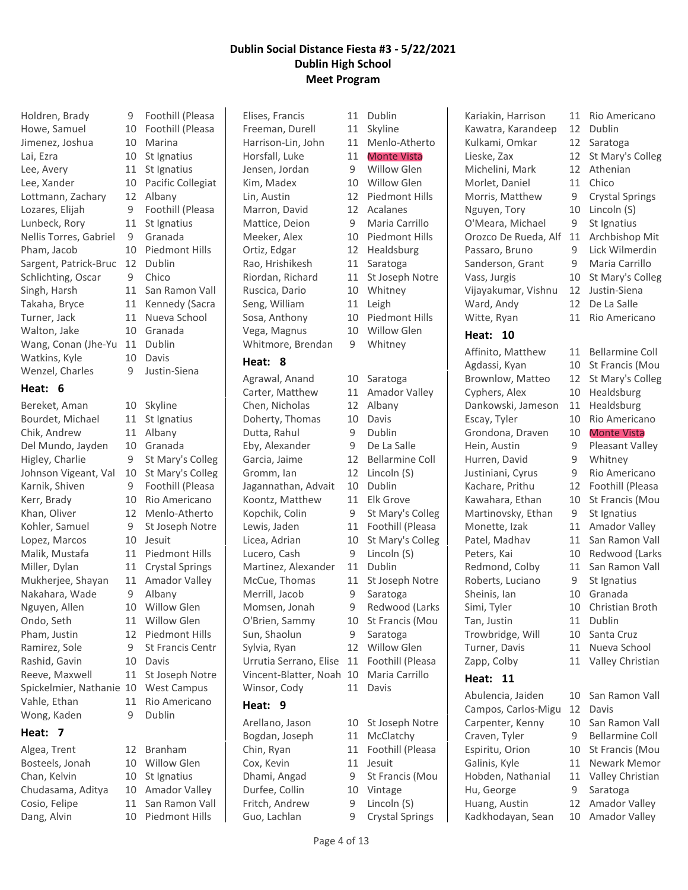# Dublin Social Distance Fiesta #3 - 5/22/2021
## Dublin High School
## Meet Program

| Name | Yr | School |
|---|---|---|
| Holdren, Brady | 9 | Foothill (Pleasa |
| Howe, Samuel | 10 | Foothill (Pleasa |
| Jimenez, Joshua | 10 | Marina |
| Lai, Ezra | 10 | St Ignatius |
| Lee, Avery | 11 | St Ignatius |
| Lee, Xander | 10 | Pacific Collegiat |
| Lottmann, Zachary | 12 | Albany |
| Lozares, Elijah | 9 | Foothill (Pleasa |
| Lunbeck, Rory | 11 | St Ignatius |
| Nellis Torres, Gabriel | 9 | Granada |
| Pham, Jacob | 10 | Piedmont Hills |
| Sargent, Patrick-Bruc | 12 | Dublin |
| Schlichting, Oscar | 9 | Chico |
| Singh, Harsh | 11 | San Ramon Vall |
| Takaha, Bryce | 11 | Kennedy (Sacra |
| Turner, Jack | 11 | Nueva School |
| Walton, Jake | 10 | Granada |
| Wang, Conan (Jhe-Yu | 11 | Dublin |
| Watkins, Kyle | 10 | Davis |
| Wenzel, Charles | 9 | Justin-Siena |

### Heat: 6

| Name | Yr | School |
|---|---|---|
| Bereket, Aman | 10 | Skyline |
| Bourdet, Michael | 11 | St Ignatius |
| Chik, Andrew | 11 | Albany |
| Del Mundo, Jayden | 10 | Granada |
| Higley, Charlie | 9 | St Mary's Colleg |
| Johnson Vigeant, Val | 10 | St Mary's Colleg |
| Karnik, Shiven | 9 | Foothill (Pleasa |
| Kerr, Brady | 10 | Rio Americano |
| Khan, Oliver | 12 | Menlo-Atherto |
| Kohler, Samuel | 9 | St Joseph Notre |
| Lopez, Marcos | 10 | Jesuit |
| Malik, Mustafa | 11 | Piedmont Hills |
| Miller, Dylan | 11 | Crystal Springs |
| Mukherjee, Shayan | 11 | Amador Valley |
| Nakahara, Wade | 9 | Albany |
| Nguyen, Allen | 10 | Willow Glen |
| Ondo, Seth | 11 | Willow Glen |
| Pham, Justin | 12 | Piedmont Hills |
| Ramirez, Sole | 9 | St Francis Centr |
| Rashid, Gavin | 10 | Davis |
| Reeve, Maxwell | 11 | St Joseph Notre |
| Spickelmier, Nathanie | 10 | West Campus |
| Vahle, Ethan | 11 | Rio Americano |
| Wong, Kaden | 9 | Dublin |

### Heat: 7

| Name | Yr | School |
|---|---|---|
| Algea, Trent | 12 | Branham |
| Bosteels, Jonah | 10 | Willow Glen |
| Chan, Kelvin | 10 | St Ignatius |
| Chudasama, Aditya | 10 | Amador Valley |
| Cosio, Felipe | 11 | San Ramon Vall |
| Dang, Alvin | 10 | Piedmont Hills |
| Elises, Francis | 11 | Dublin |
| Freeman, Durell | 11 | Skyline |
| Harrison-Lin, John | 11 | Menlo-Atherto |
| Horsfall, Luke | 11 | Monte Vista |
| Jensen, Jordan | 9 | Willow Glen |
| Kim, Madex | 10 | Willow Glen |
| Lin, Austin | 12 | Piedmont Hills |
| Marron, David | 12 | Acalanes |
| Mattice, Deion | 9 | Maria Carrillo |
| Meeker, Alex | 10 | Piedmont Hills |
| Ortiz, Edgar | 12 | Healdsburg |
| Rao, Hrishikesh | 11 | Saratoga |
| Riordan, Richard | 11 | St Joseph Notre |
| Ruscica, Dario | 10 | Whitney |
| Seng, William | 11 | Leigh |
| Sosa, Anthony | 10 | Piedmont Hills |
| Vega, Magnus | 10 | Willow Glen |
| Whitmore, Brendan | 9 | Whitney |

### Heat: 8

| Name | Yr | School |
|---|---|---|
| Agrawal, Anand | 10 | Saratoga |
| Carter, Matthew | 11 | Amador Valley |
| Chen, Nicholas | 12 | Albany |
| Doherty, Thomas | 10 | Davis |
| Dutta, Rahul | 9 | Dublin |
| Eby, Alexander | 9 | De La Salle |
| Garcia, Jaime | 12 | Bellarmine Coll |
| Gromm, Ian | 12 | Lincoln (S) |
| Jagannathan, Advait | 10 | Dublin |
| Koontz, Matthew | 11 | Elk Grove |
| Kopchik, Colin | 9 | St Mary's Colleg |
| Lewis, Jaden | 11 | Foothill (Pleasa |
| Licea, Adrian | 10 | St Mary's Colleg |
| Lucero, Cash | 9 | Lincoln (S) |
| Martinez, Alexander | 11 | Dublin |
| McCue, Thomas | 11 | St Joseph Notre |
| Merrill, Jacob | 9 | Saratoga |
| Momsen, Jonah | 9 | Redwood (Larks |
| O'Brien, Sammy | 10 | St Francis (Mou |
| Sun, Shaolun | 9 | Saratoga |
| Sylvia, Ryan | 12 | Willow Glen |
| Urrutia Serrano, Elise | 11 | Foothill (Pleasa |
| Vincent-Blatter, Noah | 10 | Maria Carrillo |
| Winsor, Cody | 11 | Davis |

### Heat: 9

| Name | Yr | School |
|---|---|---|
| Arellano, Jason | 10 | St Joseph Notre |
| Bogdan, Joseph | 11 | McClatchy |
| Chin, Ryan | 11 | Foothill (Pleasa |
| Cox, Kevin | 11 | Jesuit |
| Dhami, Angad | 9 | St Francis (Mou |
| Durfee, Collin | 10 | Vintage |
| Fritch, Andrew | 9 | Lincoln (S) |
| Guo, Lachlan | 9 | Crystal Springs |
| Kariakin, Harrison | 11 | Rio Americano |
| Kawatra, Karandeep | 12 | Dublin |
| Kulkami, Omkar | 12 | Saratoga |
| Lieske, Zax | 12 | St Mary's Colleg |
| Michelini, Mark | 12 | Athenian |
| Morlet, Daniel | 11 | Chico |
| Morris, Matthew | 9 | Crystal Springs |
| Nguyen, Tory | 10 | Lincoln (S) |
| O'Meara, Michael | 9 | St Ignatius |
| Orozco De Rueda, Alf | 11 | Archbishop Mit |
| Passaro, Bruno | 9 | Lick Wilmerdin |
| Sanderson, Grant | 9 | Maria Carrillo |
| Vass, Jurgis | 10 | St Mary's Colleg |
| Vijayakumar, Vishnu | 12 | Justin-Siena |
| Ward, Andy | 12 | De La Salle |
| Witte, Ryan | 11 | Rio Americano |

### Heat: 10

| Name | Yr | School |
|---|---|---|
| Affinito, Matthew | 11 | Bellarmine Coll |
| Agdassi, Kyan | 10 | St Francis (Mou |
| Brownlow, Matteo | 12 | St Mary's Colleg |
| Cyphers, Alex | 10 | Healdsburg |
| Dankowski, Jameson | 11 | Healdsburg |
| Escay, Tyler | 10 | Rio Americano |
| Grondona, Draven | 10 | Monte Vista |
| Hein, Austin | 9 | Pleasant Valley |
| Hurren, David | 9 | Whitney |
| Justiniani, Cyrus | 9 | Rio Americano |
| Kachare, Prithu | 12 | Foothill (Pleasa |
| Kawahara, Ethan | 10 | St Francis (Mou |
| Martinovsky, Ethan | 9 | St Ignatius |
| Monette, Izak | 11 | Amador Valley |
| Patel, Madhav | 11 | San Ramon Vall |
| Peters, Kai | 10 | Redwood (Larks |
| Redmond, Colby | 11 | San Ramon Vall |
| Roberts, Luciano | 9 | St Ignatius |
| Sheinis, Ian | 10 | Granada |
| Simi, Tyler | 10 | Christian Broth |
| Tan, Justin | 11 | Dublin |
| Trowbridge, Will | 10 | Santa Cruz |
| Turner, Davis | 11 | Nueva School |
| Zapp, Colby | 11 | Valley Christian |

### Heat: 11

| Name | Yr | School |
|---|---|---|
| Abulencia, Jaiden | 10 | San Ramon Vall |
| Campos, Carlos-Migu | 12 | Davis |
| Carpenter, Kenny | 10 | San Ramon Vall |
| Craven, Tyler | 9 | Bellarmine Coll |
| Espiritu, Orion | 10 | St Francis (Mou |
| Galinis, Kyle | 11 | Newark Memor |
| Hobden, Nathanial | 11 | Valley Christian |
| Hu, George | 9 | Saratoga |
| Huang, Austin | 12 | Amador Valley |
| Kadkhodayan, Sean | 10 | Amador Valley |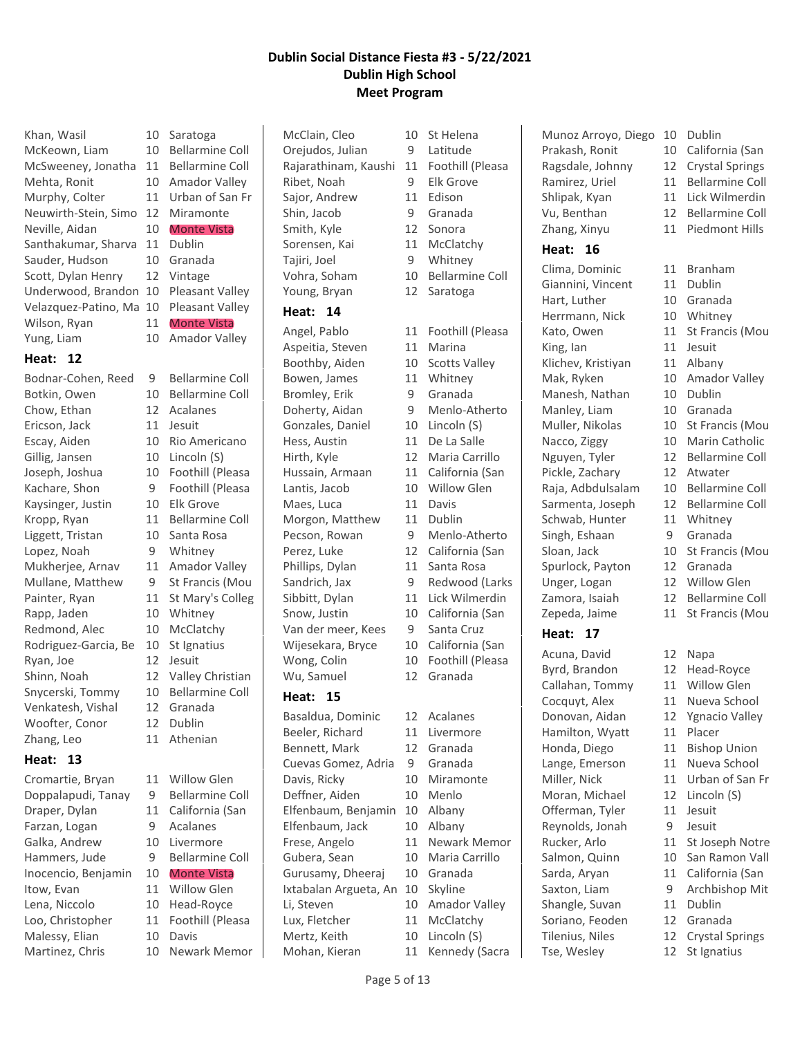# Dublin Social Distance Fiesta #3 - 5/22/2021
## Dublin High School
## Meet Program

| Name | Grade | School |
|---|---|---|
| Khan, Wasil | 10 | Saratoga |
| McKeown, Liam | 10 | Bellarmine Coll |
| McSweeney, Jonatha | 11 | Bellarmine Coll |
| Mehta, Ronit | 10 | Amador Valley |
| Murphy, Colter | 11 | Urban of San Fr |
| Neuwirth-Stein, Simo | 12 | Miramonte |
| Neville, Aidan | 10 | Monte Vista |
| Santhakumar, Sharva | 11 | Dublin |
| Sauder, Hudson | 10 | Granada |
| Scott, Dylan Henry | 12 | Vintage |
| Underwood, Brandon | 10 | Pleasant Valley |
| Velazquez-Patino, Ma | 10 | Pleasant Valley |
| Wilson, Ryan | 11 | Monte Vista |
| Yung, Liam | 10 | Amador Valley |

**Heat: 12**

| Name | Grade | School |
|---|---|---|
| Bodnar-Cohen, Reed | 9 | Bellarmine Coll |
| Botkin, Owen | 10 | Bellarmine Coll |
| Chow, Ethan | 12 | Acalanes |
| Ericson, Jack | 11 | Jesuit |
| Escay, Aiden | 10 | Rio Americano |
| Gillig, Jansen | 10 | Lincoln (S) |
| Joseph, Joshua | 10 | Foothill (Pleasa |
| Kachare, Shon | 9 | Foothill (Pleasa |
| Kaysinger, Justin | 10 | Elk Grove |
| Kropp, Ryan | 11 | Bellarmine Coll |
| Liggett, Tristan | 10 | Santa Rosa |
| Lopez, Noah | 9 | Whitney |
| Mukherjee, Arnav | 11 | Amador Valley |
| Mullane, Matthew | 9 | St Francis (Mou |
| Painter, Ryan | 11 | St Mary's Colleg |
| Rapp, Jaden | 10 | Whitney |
| Redmond, Alec | 10 | McClatchy |
| Rodriguez-Garcia, Be | 10 | St Ignatius |
| Ryan, Joe | 12 | Jesuit |
| Shinn, Noah | 12 | Valley Christian |
| Snycerski, Tommy | 10 | Bellarmine Coll |
| Venkatesh, Vishal | 12 | Granada |
| Woofter, Conor | 12 | Dublin |
| Zhang, Leo | 11 | Athenian |

**Heat: 13**

| Name | Grade | School |
|---|---|---|
| Cromartie, Bryan | 11 | Willow Glen |
| Doppalapudi, Tanay | 9 | Bellarmine Coll |
| Draper, Dylan | 11 | California (San |
| Farzan, Logan | 9 | Acalanes |
| Galka, Andrew | 10 | Livermore |
| Hammers, Jude | 9 | Bellarmine Coll |
| Inocencio, Benjamin | 10 | Monte Vista |
| Itow, Evan | 11 | Willow Glen |
| Lena, Niccolo | 10 | Head-Royce |
| Loo, Christopher | 11 | Foothill (Pleasa |
| Malessy, Elian | 10 | Davis |
| Martinez, Chris | 10 | Newark Memor |
| McClain, Cleo | 10 | St Helena |
| Orejudos, Julian | 9 | Latitude |
| Rajarathinam, Kaushi | 11 | Foothill (Pleasa |
| Ribet, Noah | 9 | Elk Grove |
| Sajor, Andrew | 11 | Edison |
| Shin, Jacob | 9 | Granada |
| Smith, Kyle | 12 | Sonora |
| Sorensen, Kai | 11 | McClatchy |
| Tajiri, Joel | 9 | Whitney |
| Vohra, Soham | 10 | Bellarmine Coll |
| Young, Bryan | 12 | Saratoga |

**Heat: 14**

| Name | Grade | School |
|---|---|---|
| Angel, Pablo | 11 | Foothill (Pleasa |
| Aspeitia, Steven | 11 | Marina |
| Boothby, Aiden | 10 | Scotts Valley |
| Bowen, James | 11 | Whitney |
| Bromley, Erik | 9 | Granada |
| Doherty, Aidan | 9 | Menlo-Atherto |
| Gonzales, Daniel | 10 | Lincoln (S) |
| Hess, Austin | 11 | De La Salle |
| Hirth, Kyle | 12 | Maria Carrillo |
| Hussain, Armaan | 11 | California (San |
| Lantis, Jacob | 10 | Willow Glen |
| Maes, Luca | 11 | Davis |
| Morgon, Matthew | 11 | Dublin |
| Pecson, Rowan | 9 | Menlo-Atherto |
| Perez, Luke | 12 | California (San |
| Phillips, Dylan | 11 | Santa Rosa |
| Sandrich, Jax | 9 | Redwood (Larks |
| Sibbitt, Dylan | 11 | Lick Wilmerdin |
| Snow, Justin | 10 | California (San |
| Van der meer, Kees | 9 | Santa Cruz |
| Wijesekara, Bryce | 10 | California (San |
| Wong, Colin | 10 | Foothill (Pleasa |
| Wu, Samuel | 12 | Granada |

**Heat: 15**

| Name | Grade | School |
|---|---|---|
| Basaldua, Dominic | 12 | Acalanes |
| Beeler, Richard | 11 | Livermore |
| Bennett, Mark | 12 | Granada |
| Cuevas Gomez, Adria | 9 | Granada |
| Davis, Ricky | 10 | Miramonte |
| Deffner, Aiden | 10 | Menlo |
| Elfenbaum, Benjamin | 10 | Albany |
| Elfenbaum, Jack | 10 | Albany |
| Frese, Angelo | 11 | Newark Memor |
| Gubera, Sean | 10 | Maria Carrillo |
| Gurusamy, Dheeraj | 10 | Granada |
| Ixtabalan Argueta, An | 10 | Skyline |
| Li, Steven | 10 | Amador Valley |
| Lux, Fletcher | 11 | McClatchy |
| Mertz, Keith | 10 | Lincoln (S) |
| Mohan, Kieran | 11 | Kennedy (Sacra |
| Munoz Arroyo, Diego | 10 | Dublin |
| Prakash, Ronit | 10 | California (San |
| Ragsdale, Johnny | 12 | Crystal Springs |
| Ramirez, Uriel | 11 | Bellarmine Coll |
| Shlipak, Kyan | 11 | Lick Wilmerdin |
| Vu, Benthan | 12 | Bellarmine Coll |
| Zhang, Xinyu | 11 | Piedmont Hills |

**Heat: 16**

| Name | Grade | School |
|---|---|---|
| Clima, Dominic | 11 | Branham |
| Giannini, Vincent | 11 | Dublin |
| Hart, Luther | 10 | Granada |
| Herrmann, Nick | 10 | Whitney |
| Kato, Owen | 11 | St Francis (Mou |
| King, Ian | 11 | Jesuit |
| Klichev, Kristiyan | 11 | Albany |
| Mak, Ryken | 10 | Amador Valley |
| Manesh, Nathan | 10 | Dublin |
| Manley, Liam | 10 | Granada |
| Muller, Nikolas | 10 | St Francis (Mou |
| Nacco, Ziggy | 10 | Marin Catholic |
| Nguyen, Tyler | 12 | Bellarmine Coll |
| Pickle, Zachary | 12 | Atwater |
| Raja, Adbdulsalam | 10 | Bellarmine Coll |
| Sarmenta, Joseph | 12 | Bellarmine Coll |
| Schwab, Hunter | 11 | Whitney |
| Singh, Eshaan | 9 | Granada |
| Sloan, Jack | 10 | St Francis (Mou |
| Spurlock, Payton | 12 | Granada |
| Unger, Logan | 12 | Willow Glen |
| Zamora, Isaiah | 12 | Bellarmine Coll |
| Zepeda, Jaime | 11 | St Francis (Mou |

**Heat: 17**

| Name | Grade | School |
|---|---|---|
| Acuna, David | 12 | Napa |
| Byrd, Brandon | 12 | Head-Royce |
| Callahan, Tommy | 11 | Willow Glen |
| Cocquyt, Alex | 11 | Nueva School |
| Donovan, Aidan | 12 | Ygnacio Valley |
| Hamilton, Wyatt | 11 | Placer |
| Honda, Diego | 11 | Bishop Union |
| Lange, Emerson | 11 | Nueva School |
| Miller, Nick | 11 | Urban of San Fr |
| Moran, Michael | 12 | Lincoln (S) |
| Offerman, Tyler | 11 | Jesuit |
| Reynolds, Jonah | 9 | Jesuit |
| Rucker, Arlo | 11 | St Joseph Notre |
| Salmon, Quinn | 10 | San Ramon Vall |
| Sarda, Aryan | 11 | California (San |
| Saxton, Liam | 9 | Archbishop Mit |
| Shangle, Suvan | 11 | Dublin |
| Soriano, Feoden | 12 | Granada |
| Tilenius, Niles | 12 | Crystal Springs |
| Tse, Wesley | 12 | St Ignatius |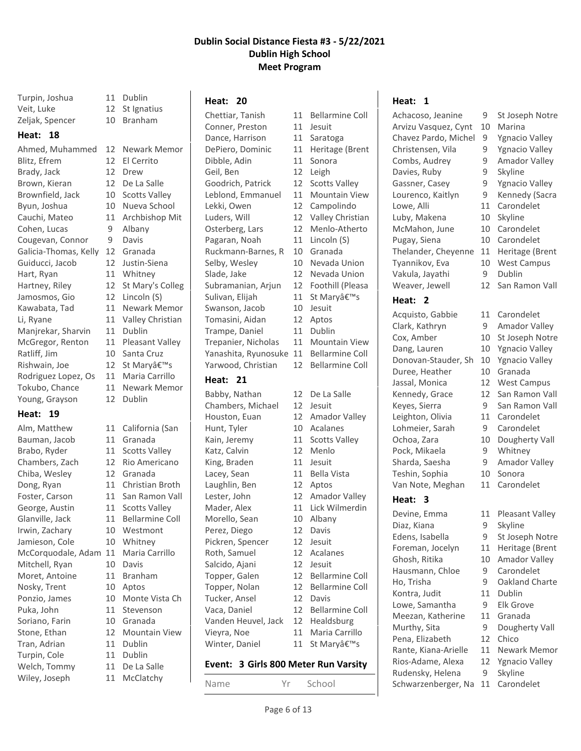# Dublin Social Distance Fiesta #3 - 5/22/2021
## Dublin High School
## Meet Program

| Name | Yr | School |
|---|---|---|
| Turpin, Joshua | 11 | Dublin |
| Veit, Luke | 12 | St Ignatius |
| Zeljak, Spencer | 10 | Branham |

### Heat: 18

| Name | Yr | School |
|---|---|---|
| Ahmed, Muhammed | 12 | Newark Memor |
| Blitz, Efrem | 12 | El Cerrito |
| Brady, Jack | 12 | Drew |
| Brown, Kieran | 12 | De La Salle |
| Brownfield, Jack | 10 | Scotts Valley |
| Byun, Joshua | 10 | Nueva School |
| Cauchi, Mateo | 11 | Archbishop Mit |
| Cohen, Lucas | 9 | Albany |
| Cougevan, Connor | 9 | Davis |
| Galicia-Thomas, Kelly | 12 | Granada |
| Guiducci, Jacob | 12 | Justin-Siena |
| Hart, Ryan | 11 | Whitney |
| Hartney, Riley | 12 | St Mary's Colleg |
| Jamosmos, Gio | 12 | Lincoln (S) |
| Kawabata, Tad | 11 | Newark Memor |
| Li, Ryane | 11 | Valley Christian |
| Manjrekar, Sharvin | 11 | Dublin |
| McGregor, Renton | 11 | Pleasant Valley |
| Ratliff, Jim | 10 | Santa Cruz |
| Rishwain, Joe | 12 | St Maryâ€™s |
| Rodriguez Lopez, Os | 11 | Maria Carrillo |
| Tokubo, Chance | 11 | Newark Memor |
| Young, Grayson | 12 | Dublin |

### Heat: 19

| Name | Yr | School |
|---|---|---|
| Alm, Matthew | 11 | California (San |
| Bauman, Jacob | 11 | Granada |
| Brabo, Ryder | 11 | Scotts Valley |
| Chambers, Zach | 12 | Rio Americano |
| Chiba, Wesley | 12 | Granada |
| Dong, Ryan | 11 | Christian Broth |
| Foster, Carson | 11 | San Ramon Vall |
| George, Austin | 11 | Scotts Valley |
| Glanville, Jack | 11 | Bellarmine Coll |
| Irwin, Zachary | 10 | Westmont |
| Jamieson, Cole | 10 | Whitney |
| McCorquodale, Adam | 11 | Maria Carrillo |
| Mitchell, Ryan | 10 | Davis |
| Moret, Antoine | 11 | Branham |
| Nosky, Trent | 10 | Aptos |
| Ponzio, James | 10 | Monte Vista Ch |
| Puka, John | 11 | Stevenson |
| Soriano, Farin | 10 | Granada |
| Stone, Ethan | 12 | Mountain View |
| Tran, Adrian | 11 | Dublin |
| Turpin, Cole | 11 | Dublin |
| Welch, Tommy | 11 | De La Salle |
| Wiley, Joseph | 11 | McClatchy |

### Heat: 20

| Name | Yr | School |
|---|---|---|
| Chettiar, Tanish | 11 | Bellarmine Coll |
| Conner, Preston | 11 | Jesuit |
| Dance, Harrison | 11 | Saratoga |
| DePiero, Dominic | 11 | Heritage (Brent |
| Dibble, Adin | 11 | Sonora |
| Geil, Ben | 12 | Leigh |
| Goodrich, Patrick | 12 | Scotts Valley |
| Leblond, Emmanuel | 11 | Mountain View |
| Lekki, Owen | 12 | Campolindo |
| Luders, Will | 12 | Valley Christian |
| Osterberg, Lars | 12 | Menlo-Atherto |
| Pagaran, Noah | 11 | Lincoln (S) |
| Ruckmann-Barnes, R | 10 | Granada |
| Selby, Wesley | 10 | Nevada Union |
| Slade, Jake | 12 | Nevada Union |
| Subramanian, Arjun | 12 | Foothill (Pleasa |
| Sulivan, Elijah | 11 | St Maryâ€™s |
| Swanson, Jacob | 10 | Jesuit |
| Tomasini, Aidan | 12 | Aptos |
| Trampe, Daniel | 11 | Dublin |
| Trepanier, Nicholas | 11 | Mountain View |
| Yanashita, Ryunosuke | 11 | Bellarmine Coll |
| Yarwood, Christian | 12 | Bellarmine Coll |

### Heat: 21

| Name | Yr | School |
|---|---|---|
| Babby, Nathan | 12 | De La Salle |
| Chambers, Michael | 12 | Jesuit |
| Houston, Euan | 12 | Amador Valley |
| Hunt, Tyler | 10 | Acalanes |
| Kain, Jeremy | 11 | Scotts Valley |
| Katz, Calvin | 12 | Menlo |
| King, Braden | 11 | Jesuit |
| Lacey, Sean | 11 | Bella Vista |
| Laughlin, Ben | 12 | Aptos |
| Lester, John | 12 | Amador Valley |
| Mader, Alex | 11 | Lick Wilmerdin |
| Morello, Sean | 10 | Albany |
| Perez, Diego | 12 | Davis |
| Pickren, Spencer | 12 | Jesuit |
| Roth, Samuel | 12 | Acalanes |
| Salcido, Ajani | 12 | Jesuit |
| Topper, Galen | 12 | Bellarmine Coll |
| Topper, Nolan | 12 | Bellarmine Coll |
| Tucker, Ansel | 12 | Davis |
| Vaca, Daniel | 12 | Bellarmine Coll |
| Vanden Heuvel, Jack | 12 | Healdsburg |
| Vieyra, Noe | 11 | Maria Carrillo |
| Winter, Daniel | 11 | St Maryâ€™s |

## Event: 3 Girls 800 Meter Run Varsity

### Heat: 1

| Name | Yr | School |
|---|---|---|
| Achacoso, Jeanine | 9 | St Joseph Notre |
| Arvizu Vasquez, Cynt | 10 | Marina |
| Chavez Pardo, Michel | 9 | Ygnacio Valley |
| Christensen, Vila | 9 | Ygnacio Valley |
| Combs, Audrey | 9 | Amador Valley |
| Davies, Ruby | 9 | Skyline |
| Gassner, Casey | 9 | Ygnacio Valley |
| Lourenco, Kaitlyn | 9 | Kennedy (Sacra |
| Lowe, Alli | 11 | Carondelet |
| Luby, Makena | 10 | Skyline |
| McMahon, June | 10 | Carondelet |
| Pugay, Siena | 10 | Carondelet |
| Thelander, Cheyenne | 11 | Heritage (Brent |
| Tyannikov, Eva | 10 | West Campus |
| Vakula, Jayathi | 9 | Dublin |
| Weaver, Jewell | 12 | San Ramon Vall |

### Heat: 2

| Name | Yr | School |
|---|---|---|
| Acquisto, Gabbie | 11 | Carondelet |
| Clark, Kathryn | 9 | Amador Valley |
| Cox, Amber | 10 | St Joseph Notre |
| Dang, Lauren | 10 | Ygnacio Valley |
| Donovan-Stauder, Sh | 10 | Ygnacio Valley |
| Duree, Heather | 10 | Granada |
| Jassal, Monica | 12 | West Campus |
| Kennedy, Grace | 12 | San Ramon Vall |
| Keyes, Sierra | 9 | San Ramon Vall |
| Leighton, Olivia | 11 | Carondelet |
| Lohmeier, Sarah | 9 | Carondelet |
| Ochoa, Zara | 10 | Dougherty Vall |
| Pock, Mikaela | 9 | Whitney |
| Sharda, Saesha | 9 | Amador Valley |
| Teshin, Sophia | 10 | Sonora |
| Van Note, Meghan | 11 | Carondelet |

### Heat: 3

| Name | Yr | School |
|---|---|---|
| Devine, Emma | 11 | Pleasant Valley |
| Diaz, Kiana | 9 | Skyline |
| Edens, Isabella | 9 | St Joseph Notre |
| Foreman, Jocelyn | 11 | Heritage (Brent |
| Ghosh, Ritika | 10 | Amador Valley |
| Hausmann, Chloe | 9 | Carondelet |
| Ho, Trisha | 9 | Oakland Charte |
| Kontra, Judit | 11 | Dublin |
| Lowe, Samantha | 9 | Elk Grove |
| Meezan, Katherine | 11 | Granada |
| Murthy, Sita | 9 | Dougherty Vall |
| Pena, Elizabeth | 12 | Chico |
| Rante, Kiana-Arielle | 11 | Newark Memor |
| Rios-Adame, Alexa | 12 | Ygnacio Valley |
| Rudensky, Helena | 9 | Skyline |
| Schwarzenberger, Na | 11 | Carondelet |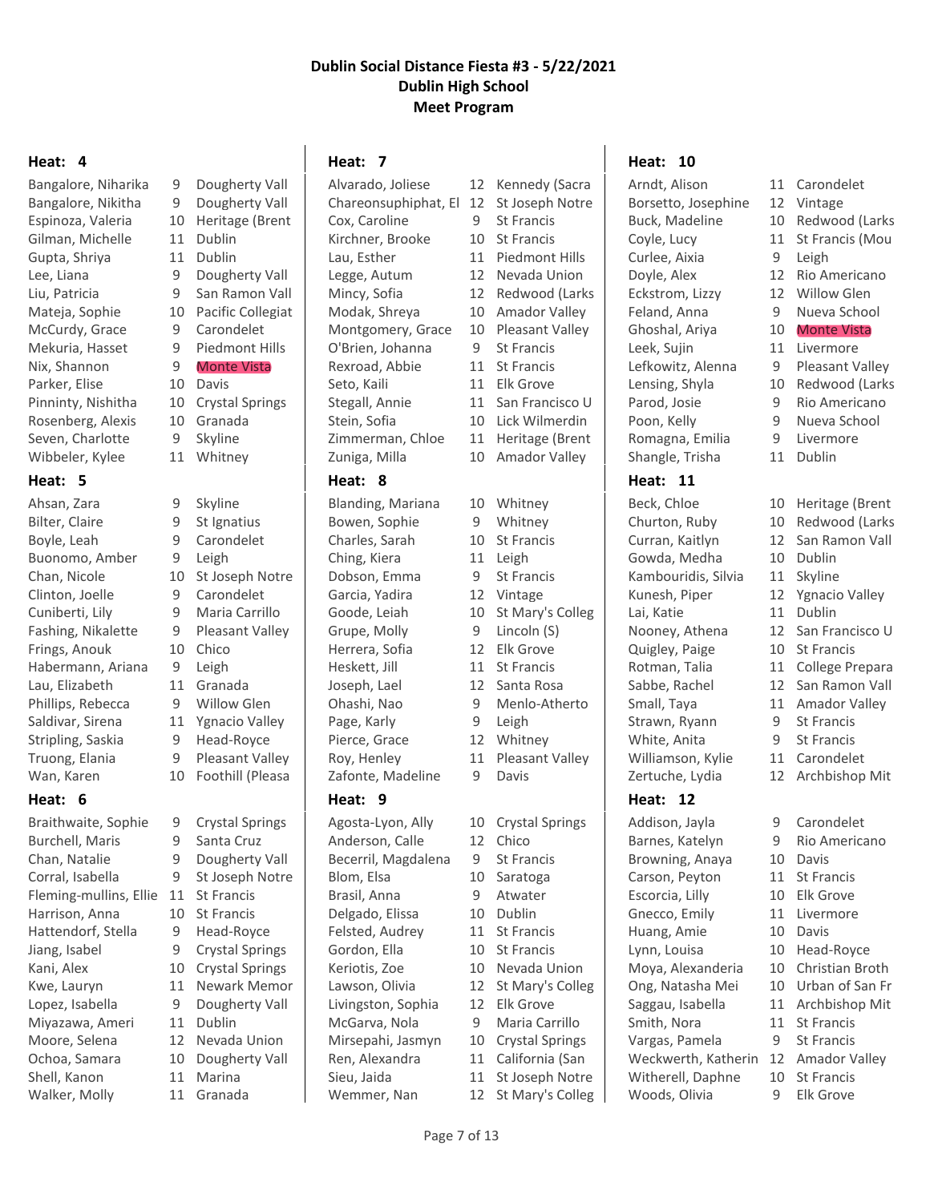# Dublin Social Distance Fiesta #3 - 5/22/2021
## Dublin High School
## Meet Program

### Heat: 4

| Name | Grade | School |
|---|---|---|
| Bangalore, Niharika | 9 | Dougherty Vall |
| Bangalore, Nikitha | 9 | Dougherty Vall |
| Espinoza, Valeria | 10 | Heritage (Brent |
| Gilman, Michelle | 11 | Dublin |
| Gupta, Shriya | 11 | Dublin |
| Lee, Liana | 9 | Dougherty Vall |
| Liu, Patricia | 9 | San Ramon Vall |
| Mateja, Sophie | 10 | Pacific Collegiat |
| McCurdy, Grace | 9 | Carondelet |
| Mekuria, Hasset | 9 | Piedmont Hills |
| Nix, Shannon | 9 | Monte Vista |
| Parker, Elise | 10 | Davis |
| Pinninty, Nishitha | 10 | Crystal Springs |
| Rosenberg, Alexis | 10 | Granada |
| Seven, Charlotte | 9 | Skyline |
| Wibbeler, Kylee | 11 | Whitney |

### Heat: 5

| Name | Grade | School |
|---|---|---|
| Ahsan, Zara | 9 | Skyline |
| Bilter, Claire | 9 | St Ignatius |
| Boyle, Leah | 9 | Carondelet |
| Buonomo, Amber | 9 | Leigh |
| Chan, Nicole | 10 | St Joseph Notre |
| Clinton, Joelle | 9 | Carondelet |
| Cuniberti, Lily | 9 | Maria Carrillo |
| Fashing, Nikalette | 9 | Pleasant Valley |
| Frings, Anouk | 10 | Chico |
| Habermann, Ariana | 9 | Leigh |
| Lau, Elizabeth | 11 | Granada |
| Phillips, Rebecca | 9 | Willow Glen |
| Saldivar, Sirena | 11 | Ygnacio Valley |
| Stripling, Saskia | 9 | Head-Royce |
| Truong, Elania | 9 | Pleasant Valley |
| Wan, Karen | 10 | Foothill (Pleasa |

### Heat: 6

| Name | Grade | School |
|---|---|---|
| Braithwaite, Sophie | 9 | Crystal Springs |
| Burchell, Maris | 9 | Santa Cruz |
| Chan, Natalie | 9 | Dougherty Vall |
| Corral, Isabella | 9 | St Joseph Notre |
| Fleming-mullins, Ellie | 11 | St Francis |
| Harrison, Anna | 10 | St Francis |
| Hattendorf, Stella | 9 | Head-Royce |
| Jiang, Isabel | 9 | Crystal Springs |
| Kani, Alex | 10 | Crystal Springs |
| Kwe, Lauryn | 11 | Newark Memor |
| Lopez, Isabella | 9 | Dougherty Vall |
| Miyazawa, Ameri | 11 | Dublin |
| Moore, Selena | 12 | Nevada Union |
| Ochoa, Samara | 10 | Dougherty Vall |
| Shell, Kanon | 11 | Marina |
| Walker, Molly | 11 | Granada |

### Heat: 7

| Name | Grade | School |
|---|---|---|
| Alvarado, Joliese | 12 | Kennedy (Sacra |
| Chareonsuphiphat, El | 12 | St Joseph Notre |
| Cox, Caroline | 9 | St Francis |
| Kirchner, Brooke | 10 | St Francis |
| Lau, Esther | 11 | Piedmont Hills |
| Legge, Autum | 12 | Nevada Union |
| Mincy, Sofia | 12 | Redwood (Larks |
| Modak, Shreya | 10 | Amador Valley |
| Montgomery, Grace | 10 | Pleasant Valley |
| O'Brien, Johanna | 9 | St Francis |
| Rexroad, Abbie | 11 | St Francis |
| Seto, Kaili | 11 | Elk Grove |
| Stegall, Annie | 11 | San Francisco U |
| Stein, Sofia | 10 | Lick Wilmerdin |
| Zimmerman, Chloe | 11 | Heritage (Brent |
| Zuniga, Milla | 10 | Amador Valley |

### Heat: 8

| Name | Grade | School |
|---|---|---|
| Blanding, Mariana | 10 | Whitney |
| Bowen, Sophie | 9 | Whitney |
| Charles, Sarah | 10 | St Francis |
| Ching, Kiera | 11 | Leigh |
| Dobson, Emma | 9 | St Francis |
| Garcia, Yadira | 12 | Vintage |
| Goode, Leiah | 10 | St Mary's Colleg |
| Grupe, Molly | 9 | Lincoln (S) |
| Herrera, Sofia | 12 | Elk Grove |
| Heskett, Jill | 11 | St Francis |
| Joseph, Lael | 12 | Santa Rosa |
| Ohashi, Nao | 9 | Menlo-Atherto |
| Page, Karly | 9 | Leigh |
| Pierce, Grace | 12 | Whitney |
| Roy, Henley | 11 | Pleasant Valley |
| Zafonte, Madeline | 9 | Davis |

### Heat: 9

| Name | Grade | School |
|---|---|---|
| Agosta-Lyon, Ally | 10 | Crystal Springs |
| Anderson, Calle | 12 | Chico |
| Becerril, Magdalena | 9 | St Francis |
| Blom, Elsa | 10 | Saratoga |
| Brasil, Anna | 9 | Atwater |
| Delgado, Elissa | 10 | Dublin |
| Felsted, Audrey | 11 | St Francis |
| Gordon, Ella | 10 | St Francis |
| Keriotis, Zoe | 10 | Nevada Union |
| Lawson, Olivia | 12 | St Mary's Colleg |
| Livingston, Sophia | 12 | Elk Grove |
| McGarva, Nola | 9 | Maria Carrillo |
| Mirsepahi, Jasmyn | 10 | Crystal Springs |
| Ren, Alexandra | 11 | California (San |
| Sieu, Jaida | 11 | St Joseph Notre |
| Wemmer, Nan | 12 | St Mary's Colleg |

### Heat: 10

| Name | Grade | School |
|---|---|---|
| Arndt, Alison | 11 | Carondelet |
| Borsetto, Josephine | 12 | Vintage |
| Buck, Madeline | 10 | Redwood (Larks |
| Coyle, Lucy | 11 | St Francis (Mou |
| Curlee, Aixia | 9 | Leigh |
| Doyle, Alex | 12 | Rio Americano |
| Eckstrom, Lizzy | 12 | Willow Glen |
| Feland, Anna | 9 | Nueva School |
| Ghoshal, Ariya | 10 | Monte Vista |
| Leek, Sujin | 11 | Livermore |
| Lefkowitz, Alenna | 9 | Pleasant Valley |
| Lensing, Shyla | 10 | Redwood (Larks |
| Parod, Josie | 9 | Rio Americano |
| Poon, Kelly | 9 | Nueva School |
| Romagna, Emilia | 9 | Livermore |
| Shangle, Trisha | 11 | Dublin |

### Heat: 11

| Name | Grade | School |
|---|---|---|
| Beck, Chloe | 10 | Heritage (Brent |
| Churton, Ruby | 10 | Redwood (Larks |
| Curran, Kaitlyn | 12 | San Ramon Vall |
| Gowda, Medha | 10 | Dublin |
| Kambouridis, Silvia | 11 | Skyline |
| Kunesh, Piper | 12 | Ygnacio Valley |
| Lai, Katie | 11 | Dublin |
| Nooney, Athena | 12 | San Francisco U |
| Quigley, Paige | 10 | St Francis |
| Rotman, Talia | 11 | College Prepara |
| Sabbe, Rachel | 12 | San Ramon Vall |
| Small, Taya | 11 | Amador Valley |
| Strawn, Ryann | 9 | St Francis |
| White, Anita | 9 | St Francis |
| Williamson, Kylie | 11 | Carondelet |
| Zertuche, Lydia | 12 | Archbishop Mit |

### Heat: 12

| Name | Grade | School |
|---|---|---|
| Addison, Jayla | 9 | Carondelet |
| Barnes, Katelyn | 9 | Rio Americano |
| Browning, Anaya | 10 | Davis |
| Carson, Peyton | 11 | St Francis |
| Escorcia, Lilly | 10 | Elk Grove |
| Gnecco, Emily | 11 | Livermore |
| Huang, Amie | 10 | Davis |
| Lynn, Louisa | 10 | Head-Royce |
| Moya, Alexanderia | 10 | Christian Broth |
| Ong, Natasha Mei | 10 | Urban of San Fr |
| Saggau, Isabella | 11 | Archbishop Mit |
| Smith, Nora | 11 | St Francis |
| Vargas, Pamela | 9 | St Francis |
| Weckwerth, Katherin | 12 | Amador Valley |
| Witherell, Daphne | 10 | St Francis |
| Woods, Olivia | 9 | Elk Grove |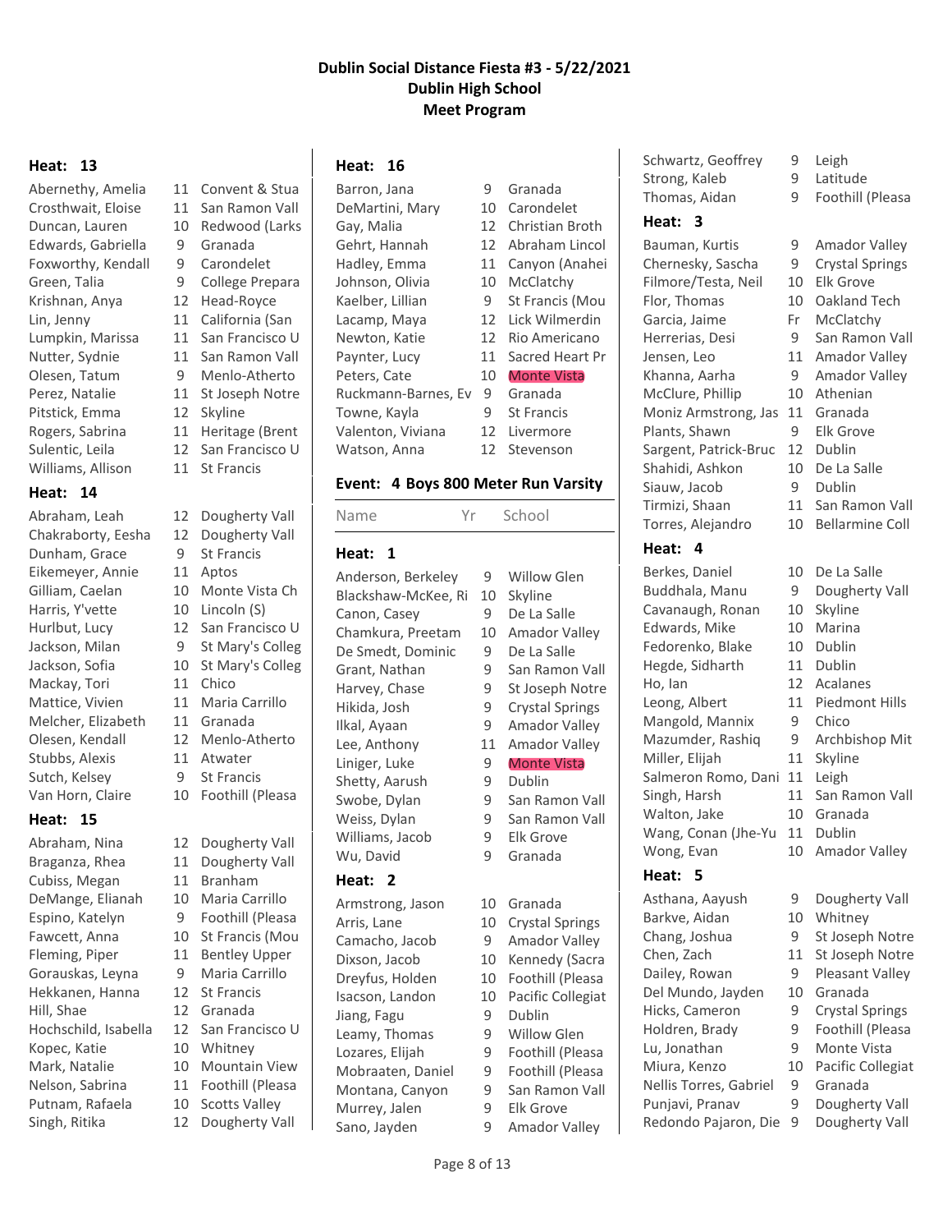# Dublin Social Distance Fiesta #3 - 5/22/2021
## Dublin High School
## Meet Program

**Heat: 13**

| Name | Yr | School |
|---|---|---|
| Abernethy, Amelia | 11 | Convent & Stua |
| Crosthwait, Eloise | 11 | San Ramon Vall |
| Duncan, Lauren | 10 | Redwood (Larks |
| Edwards, Gabriella | 9 | Granada |
| Foxworthy, Kendall | 9 | Carondelet |
| Green, Talia | 9 | College Prepara |
| Krishnan, Anya | 12 | Head-Royce |
| Lin, Jenny | 11 | California (San |
| Lumpkin, Marissa | 11 | San Francisco U |
| Nutter, Sydnie | 11 | San Ramon Vall |
| Olesen, Tatum | 9 | Menlo-Atherto |
| Perez, Natalie | 11 | St Joseph Notre |
| Pitstick, Emma | 12 | Skyline |
| Rogers, Sabrina | 11 | Heritage (Brent |
| Sulentic, Leila | 12 | San Francisco U |
| Williams, Allison | 11 | St Francis |

**Heat: 14**

| Name | Yr | School |
|---|---|---|
| Abraham, Leah | 12 | Dougherty Vall |
| Chakraborty, Eesha | 12 | Dougherty Vall |
| Dunham, Grace | 9 | St Francis |
| Eikemeyer, Annie | 11 | Aptos |
| Gilliam, Caelan | 10 | Monte Vista Ch |
| Harris, Y'vette | 10 | Lincoln (S) |
| Hurlbut, Lucy | 12 | San Francisco U |
| Jackson, Milan | 9 | St Mary's Colleg |
| Jackson, Sofia | 10 | St Mary's Colleg |
| Mackay, Tori | 11 | Chico |
| Mattice, Vivien | 11 | Maria Carrillo |
| Melcher, Elizabeth | 11 | Granada |
| Olesen, Kendall | 12 | Menlo-Atherto |
| Stubbs, Alexis | 11 | Atwater |
| Sutch, Kelsey | 9 | St Francis |
| Van Horn, Claire | 10 | Foothill (Pleasa |

**Heat: 15**

| Name | Yr | School |
|---|---|---|
| Abraham, Nina | 12 | Dougherty Vall |
| Braganza, Rhea | 11 | Dougherty Vall |
| Cubiss, Megan | 11 | Branham |
| DeMange, Elianah | 10 | Maria Carrillo |
| Espino, Katelyn | 9 | Foothill (Pleasa |
| Fawcett, Anna | 10 | St Francis (Mou |
| Fleming, Piper | 11 | Bentley Upper |
| Gorauskas, Leyna | 9 | Maria Carrillo |
| Hekkanen, Hanna | 12 | St Francis |
| Hill, Shae | 12 | Granada |
| Hochschild, Isabella | 12 | San Francisco U |
| Kopec, Katie | 10 | Whitney |
| Mark, Natalie | 10 | Mountain View |
| Nelson, Sabrina | 11 | Foothill (Pleasa |
| Putnam, Rafaela | 10 | Scotts Valley |
| Singh, Ritika | 12 | Dougherty Vall |

**Heat: 16**

| Name | Yr | School |
|---|---|---|
| Barron, Jana | 9 | Granada |
| DeMartini, Mary | 10 | Carondelet |
| Gay, Malia | 12 | Christian Broth |
| Gehrt, Hannah | 12 | Abraham Lincol |
| Hadley, Emma | 11 | Canyon (Anahei |
| Johnson, Olivia | 10 | McClatchy |
| Kaelber, Lillian | 9 | St Francis (Mou |
| Lacamp, Maya | 12 | Lick Wilmerdin |
| Newton, Katie | 12 | Rio Americano |
| Paynter, Lucy | 11 | Sacred Heart Pr |
| Peters, Cate | 10 | Monte Vista |
| Ruckmann-Barnes, Ev | 9 | Granada |
| Towne, Kayla | 9 | St Francis |
| Valenton, Viviana | 12 | Livermore |
| Watson, Anna | 12 | Stevenson |

### Event: 4 Boys 800 Meter Run Varsity

**Heat: 1**

| Name | Yr | School |
|---|---|---|
| Anderson, Berkeley | 9 | Willow Glen |
| Blackshaw-McKee, Ri | 10 | Skyline |
| Canon, Casey | 9 | De La Salle |
| Chamkura, Preetam | 10 | Amador Valley |
| De Smedt, Dominic | 9 | De La Salle |
| Grant, Nathan | 9 | San Ramon Vall |
| Harvey, Chase | 9 | St Joseph Notre |
| Hikida, Josh | 9 | Crystal Springs |
| Ilkal, Ayaan | 9 | Amador Valley |
| Lee, Anthony | 11 | Amador Valley |
| Liniger, Luke | 9 | Monte Vista |
| Shetty, Aarush | 9 | Dublin |
| Swobe, Dylan | 9 | San Ramon Vall |
| Weiss, Dylan | 9 | San Ramon Vall |
| Williams, Jacob | 9 | Elk Grove |
| Wu, David | 9 | Granada |

**Heat: 2**

| Name | Yr | School |
|---|---|---|
| Armstrong, Jason | 10 | Granada |
| Arris, Lane | 10 | Crystal Springs |
| Camacho, Jacob | 9 | Amador Valley |
| Dixson, Jacob | 10 | Kennedy (Sacra |
| Dreyfus, Holden | 10 | Foothill (Pleasa |
| Isacson, Landon | 10 | Pacific Collegiat |
| Jiang, Fagu | 9 | Dublin |
| Leamy, Thomas | 9 | Willow Glen |
| Lozares, Elijah | 9 | Foothill (Pleasa |
| Mobraaten, Daniel | 9 | Foothill (Pleasa |
| Montana, Canyon | 9 | San Ramon Vall |
| Murrey, Jalen | 9 | Elk Grove |
| Sano, Jayden | 9 | Amador Valley |
| Schwartz, Geoffrey | 9 | Leigh |
| Strong, Kaleb | 9 | Latitude |
| Thomas, Aidan | 9 | Foothill (Pleasa |

**Heat: 3**

| Name | Yr | School |
|---|---|---|
| Bauman, Kurtis | 9 | Amador Valley |
| Chernesky, Sascha | 9 | Crystal Springs |
| Filmore/Testa, Neil | 10 | Elk Grove |
| Flor, Thomas | 10 | Oakland Tech |
| Garcia, Jaime | Fr | McClatchy |
| Herrerias, Desi | 9 | San Ramon Vall |
| Jensen, Leo | 11 | Amador Valley |
| Khanna, Aarha | 9 | Amador Valley |
| McClure, Phillip | 10 | Athenian |
| Moniz Armstrong, Jas | 11 | Granada |
| Plants, Shawn | 9 | Elk Grove |
| Sargent, Patrick-Bruc | 12 | Dublin |
| Shahidi, Ashkon | 10 | De La Salle |
| Siauw, Jacob | 9 | Dublin |
| Tirmizi, Shaan | 11 | San Ramon Vall |
| Torres, Alejandro | 10 | Bellarmine Coll |

**Heat: 4**

| Name | Yr | School |
|---|---|---|
| Berkes, Daniel | 10 | De La Salle |
| Buddhala, Manu | 9 | Dougherty Vall |
| Cavanaugh, Ronan | 10 | Skyline |
| Edwards, Mike | 10 | Marina |
| Fedorenko, Blake | 10 | Dublin |
| Hegde, Sidharth | 11 | Dublin |
| Ho, Ian | 12 | Acalanes |
| Leong, Albert | 11 | Piedmont Hills |
| Mangold, Mannix | 9 | Chico |
| Mazumder, Rashiq | 9 | Archbishop Mit |
| Miller, Elijah | 11 | Skyline |
| Salmeron Romo, Dani | 11 | Leigh |
| Singh, Harsh | 11 | San Ramon Vall |
| Walton, Jake | 10 | Granada |
| Wang, Conan (Jhe-Yu | 11 | Dublin |
| Wong, Evan | 10 | Amador Valley |

**Heat: 5**

| Name | Yr | School |
|---|---|---|
| Asthana, Aayush | 9 | Dougherty Vall |
| Barkve, Aidan | 10 | Whitney |
| Chang, Joshua | 9 | St Joseph Notre |
| Chen, Zach | 11 | St Joseph Notre |
| Dailey, Rowan | 9 | Pleasant Valley |
| Del Mundo, Jayden | 10 | Granada |
| Hicks, Cameron | 9 | Crystal Springs |
| Holdren, Brady | 9 | Foothill (Pleasa |
| Lu, Jonathan | 9 | Monte Vista |
| Miura, Kenzo | 10 | Pacific Collegiat |
| Nellis Torres, Gabriel | 9 | Granada |
| Punjavi, Pranav | 9 | Dougherty Vall |
| Redondo Pajaron, Die | 9 | Dougherty Vall |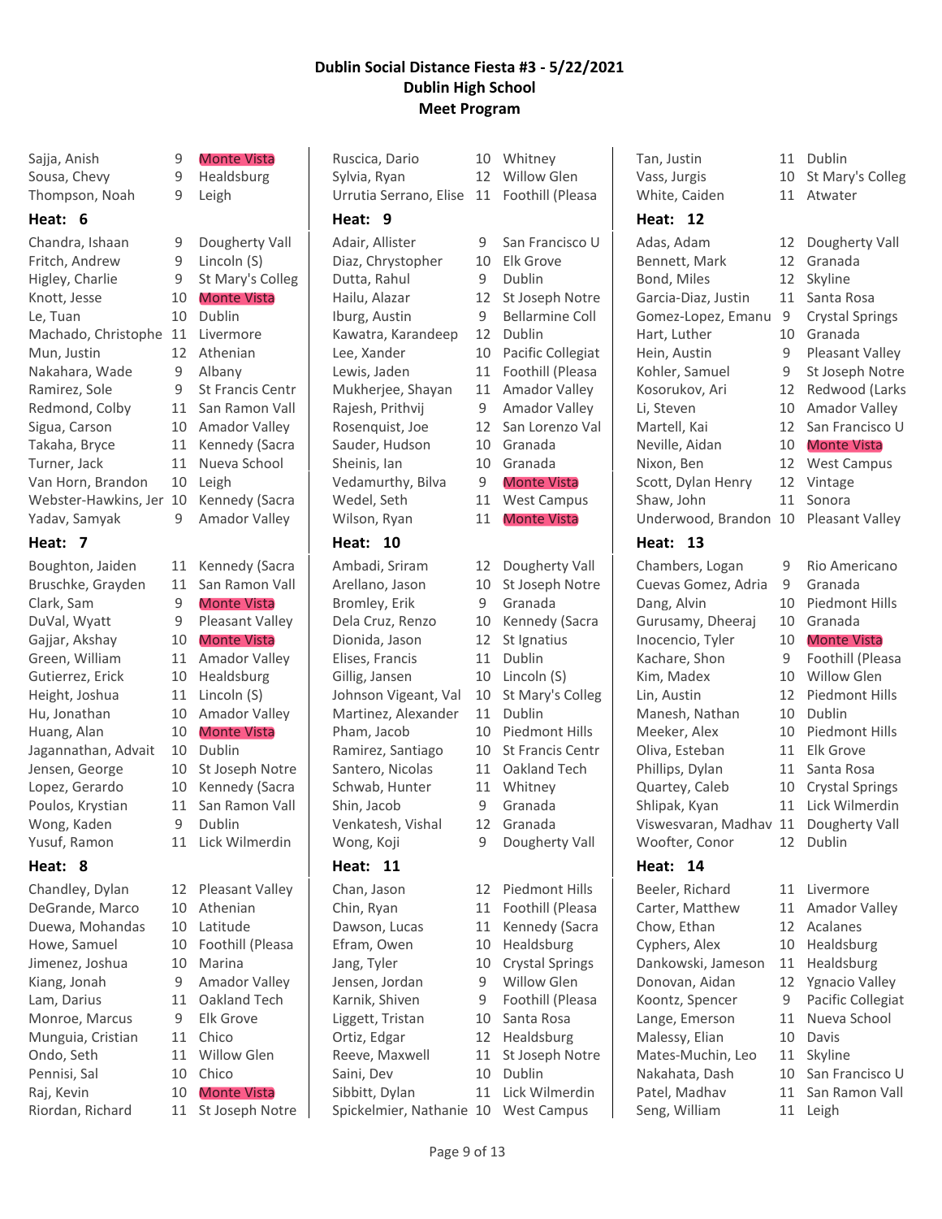# Dublin Social Distance Fiesta #3 - 5/22/2021
## Dublin High School
## Meet Program

| Name | Age | Team |
|---|---|---|
| Sajja, Anish | 9 | Monte Vista |
| Sousa, Chevy | 9 | Healdsburg |
| Thompson, Noah | 9 | Leigh |

**Heat: 6**

| Name | Age | Team |
|---|---|---|
| Chandra, Ishaan | 9 | Dougherty Vall |
| Fritch, Andrew | 9 | Lincoln (S) |
| Higley, Charlie | 9 | St Mary's Colleg |
| Knott, Jesse | 10 | Monte Vista |
| Le, Tuan | 10 | Dublin |
| Machado, Christophe | 11 | Livermore |
| Mun, Justin | 12 | Athenian |
| Nakahara, Wade | 9 | Albany |
| Ramirez, Sole | 9 | St Francis Centr |
| Redmond, Colby | 11 | San Ramon Vall |
| Sigua, Carson | 10 | Amador Valley |
| Takaha, Bryce | 11 | Kennedy (Sacra |
| Turner, Jack | 11 | Nueva School |
| Van Horn, Brandon | 10 | Leigh |
| Webster-Hawkins, Jer | 10 | Kennedy (Sacra |
| Yadav, Samyak | 9 | Amador Valley |

**Heat: 7**

| Name | Age | Team |
|---|---|---|
| Boughton, Jaiden | 11 | Kennedy (Sacra |
| Bruschke, Grayden | 11 | San Ramon Vall |
| Clark, Sam | 9 | Monte Vista |
| DuVal, Wyatt | 9 | Pleasant Valley |
| Gajjar, Akshay | 10 | Monte Vista |
| Green, William | 11 | Amador Valley |
| Gutierrez, Erick | 10 | Healdsburg |
| Height, Joshua | 11 | Lincoln (S) |
| Hu, Jonathan | 10 | Amador Valley |
| Huang, Alan | 10 | Monte Vista |
| Jagannathan, Advait | 10 | Dublin |
| Jensen, George | 10 | St Joseph Notre |
| Lopez, Gerardo | 10 | Kennedy (Sacra |
| Poulos, Krystian | 11 | San Ramon Vall |
| Wong, Kaden | 9 | Dublin |
| Yusuf, Ramon | 11 | Lick Wilmerdin |

**Heat: 8**

| Name | Age | Team |
|---|---|---|
| Chandley, Dylan | 12 | Pleasant Valley |
| DeGrande, Marco | 10 | Athenian |
| Duewa, Mohandas | 10 | Latitude |
| Howe, Samuel | 10 | Foothill (Pleasa |
| Jimenez, Joshua | 10 | Marina |
| Kiang, Jonah | 9 | Amador Valley |
| Lam, Darius | 11 | Oakland Tech |
| Monroe, Marcus | 9 | Elk Grove |
| Munguia, Cristian | 11 | Chico |
| Ondo, Seth | 11 | Willow Glen |
| Pennisi, Sal | 10 | Chico |
| Raj, Kevin | 10 | Monte Vista |
| Riordan, Richard | 11 | St Joseph Notre |
| Ruscica, Dario | 10 | Whitney |
| Sylvia, Ryan | 12 | Willow Glen |
| Urrutia Serrano, Elise | 11 | Foothill (Pleasa |

**Heat: 9**

| Name | Age | Team |
|---|---|---|
| Adair, Allister | 9 | San Francisco U |
| Diaz, Chrystopher | 10 | Elk Grove |
| Dutta, Rahul | 9 | Dublin |
| Hailu, Alazar | 12 | St Joseph Notre |
| Iburg, Austin | 9 | Bellarmine Coll |
| Kawatra, Karandeep | 12 | Dublin |
| Lee, Xander | 10 | Pacific Collegiat |
| Lewis, Jaden | 11 | Foothill (Pleasa |
| Mukherjee, Shayan | 11 | Amador Valley |
| Rajesh, Prithvij | 9 | Amador Valley |
| Rosenquist, Joe | 12 | San Lorenzo Val |
| Sauder, Hudson | 10 | Granada |
| Sheinis, Ian | 10 | Granada |
| Vedamurthy, Bilva | 9 | Monte Vista |
| Wedel, Seth | 11 | West Campus |
| Wilson, Ryan | 11 | Monte Vista |

**Heat: 10**

| Name | Age | Team |
|---|---|---|
| Ambadi, Sriram | 12 | Dougherty Vall |
| Arellano, Jason | 10 | St Joseph Notre |
| Bromley, Erik | 9 | Granada |
| Dela Cruz, Renzo | 10 | Kennedy (Sacra |
| Dionida, Jason | 12 | St Ignatius |
| Elises, Francis | 11 | Dublin |
| Gillig, Jansen | 10 | Lincoln (S) |
| Johnson Vigeant, Val | 10 | St Mary's Colleg |
| Martinez, Alexander | 11 | Dublin |
| Pham, Jacob | 10 | Piedmont Hills |
| Ramirez, Santiago | 10 | St Francis Centr |
| Santero, Nicolas | 11 | Oakland Tech |
| Schwab, Hunter | 11 | Whitney |
| Shin, Jacob | 9 | Granada |
| Venkatesh, Vishal | 12 | Granada |
| Wong, Koji | 9 | Dougherty Vall |

**Heat: 11**

| Name | Age | Team |
|---|---|---|
| Chan, Jason | 12 | Piedmont Hills |
| Chin, Ryan | 11 | Foothill (Pleasa |
| Dawson, Lucas | 11 | Kennedy (Sacra |
| Efram, Owen | 10 | Healdsburg |
| Jang, Tyler | 10 | Crystal Springs |
| Jensen, Jordan | 9 | Willow Glen |
| Karnik, Shiven | 9 | Foothill (Pleasa |
| Liggett, Tristan | 10 | Santa Rosa |
| Ortiz, Edgar | 12 | Healdsburg |
| Reeve, Maxwell | 11 | St Joseph Notre |
| Saini, Dev | 10 | Dublin |
| Sibbitt, Dylan | 11 | Lick Wilmerdin |
| Spickelmier, Nathanie | 10 | West Campus |
| Tan, Justin | 11 | Dublin |
| Vass, Jurgis | 10 | St Mary's Colleg |
| White, Caiden | 11 | Atwater |

**Heat: 12**

| Name | Age | Team |
|---|---|---|
| Adas, Adam | 12 | Dougherty Vall |
| Bennett, Mark | 12 | Granada |
| Bond, Miles | 12 | Skyline |
| Garcia-Diaz, Justin | 11 | Santa Rosa |
| Gomez-Lopez, Emanu | 9 | Crystal Springs |
| Hart, Luther | 10 | Granada |
| Hein, Austin | 9 | Pleasant Valley |
| Kohler, Samuel | 9 | St Joseph Notre |
| Kosorukov, Ari | 12 | Redwood (Larks |
| Li, Steven | 10 | Amador Valley |
| Martell, Kai | 12 | San Francisco U |
| Neville, Aidan | 10 | Monte Vista |
| Nixon, Ben | 12 | West Campus |
| Scott, Dylan Henry | 12 | Vintage |
| Shaw, John | 11 | Sonora |
| Underwood, Brandon | 10 | Pleasant Valley |

**Heat: 13**

| Name | Age | Team |
|---|---|---|
| Chambers, Logan | 9 | Rio Americano |
| Cuevas Gomez, Adria | 9 | Granada |
| Dang, Alvin | 10 | Piedmont Hills |
| Gurusamy, Dheeraj | 10 | Granada |
| Inocencio, Tyler | 10 | Monte Vista |
| Kachare, Shon | 9 | Foothill (Pleasa |
| Kim, Madex | 10 | Willow Glen |
| Lin, Austin | 12 | Piedmont Hills |
| Manesh, Nathan | 10 | Dublin |
| Meeker, Alex | 10 | Piedmont Hills |
| Oliva, Esteban | 11 | Elk Grove |
| Phillips, Dylan | 11 | Santa Rosa |
| Quartey, Caleb | 10 | Crystal Springs |
| Shlipak, Kyan | 11 | Lick Wilmerdin |
| Viswesvaran, Madhav | 11 | Dougherty Vall |
| Woofter, Conor | 12 | Dublin |

**Heat: 14**

| Name | Age | Team |
|---|---|---|
| Beeler, Richard | 11 | Livermore |
| Carter, Matthew | 11 | Amador Valley |
| Chow, Ethan | 12 | Acalanes |
| Cyphers, Alex | 10 | Healdsburg |
| Dankowski, Jameson | 11 | Healdsburg |
| Donovan, Aidan | 12 | Ygnacio Valley |
| Koontz, Spencer | 9 | Pacific Collegiat |
| Lange, Emerson | 11 | Nueva School |
| Malessy, Elian | 10 | Davis |
| Mates-Muchin, Leo | 11 | Skyline |
| Nakahata, Dash | 10 | San Francisco U |
| Patel, Madhav | 11 | San Ramon Vall |
| Seng, William | 11 | Leigh |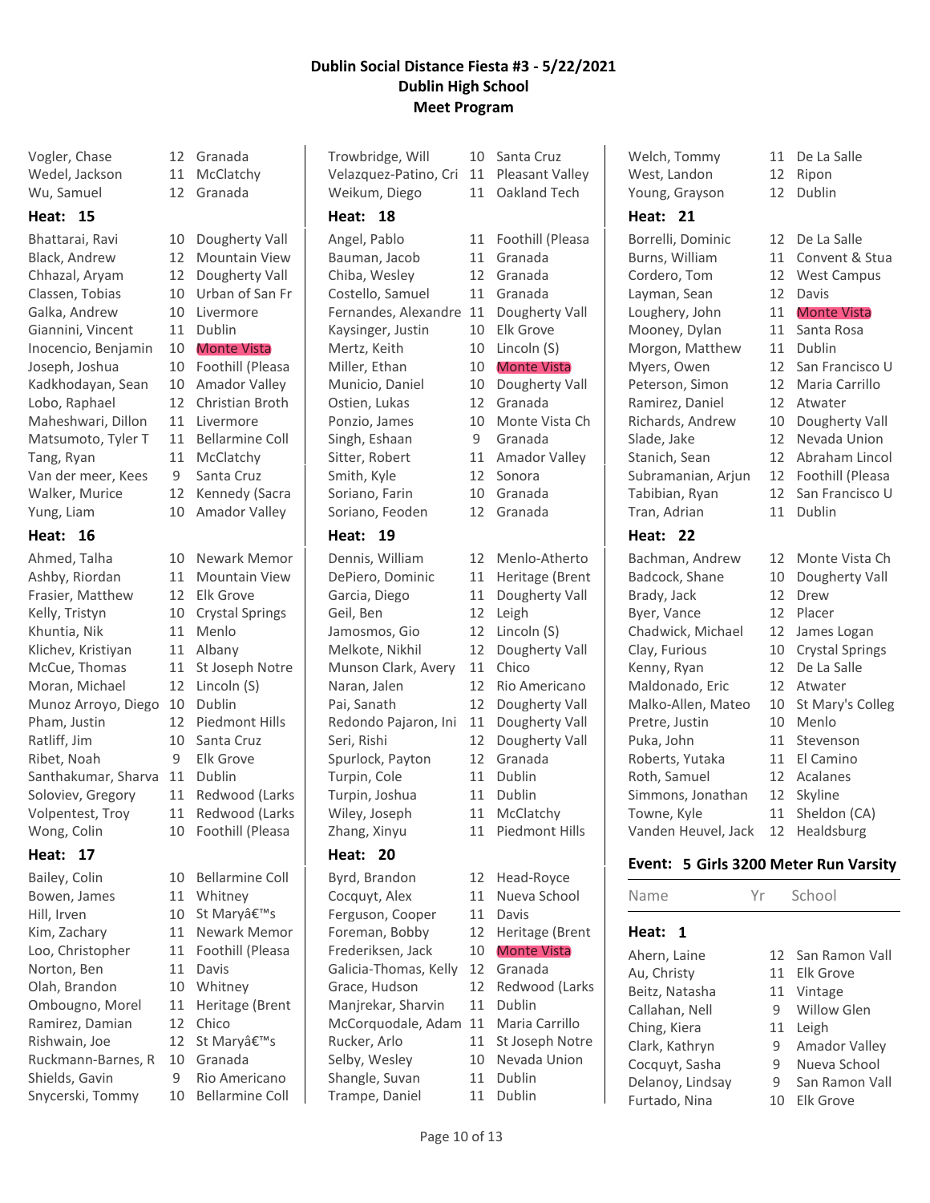# Dublin Social Distance Fiesta #3 - 5/22/2021
## Dublin High School
## Meet Program

| Name | Yr | School |
|---|---|---|
| Vogler, Chase | 12 | Granada |
| Wedel, Jackson | 11 | McClatchy |
| Wu, Samuel | 12 | Granada |

**Heat: 15**

| Name | Yr | School |
|---|---|---|
| Bhattarai, Ravi | 10 | Dougherty Vall |
| Black, Andrew | 12 | Mountain View |
| Chhazal, Aryam | 12 | Dougherty Vall |
| Classen, Tobias | 10 | Urban of San Fr |
| Galka, Andrew | 10 | Livermore |
| Giannini, Vincent | 11 | Dublin |
| Inocencio, Benjamin | 10 | Monte Vista |
| Joseph, Joshua | 10 | Foothill (Pleasa |
| Kadkhodayan, Sean | 10 | Amador Valley |
| Lobo, Raphael | 12 | Christian Broth |
| Maheshwari, Dillon | 11 | Livermore |
| Matsumoto, Tyler T | 11 | Bellarmine Coll |
| Tang, Ryan | 11 | McClatchy |
| Van der meer, Kees | 9 | Santa Cruz |
| Walker, Murice | 12 | Kennedy (Sacra |
| Yung, Liam | 10 | Amador Valley |

**Heat: 16**

| Name | Yr | School |
|---|---|---|
| Ahmed, Talha | 10 | Newark Memor |
| Ashby, Riordan | 11 | Mountain View |
| Frasier, Matthew | 12 | Elk Grove |
| Kelly, Tristyn | 10 | Crystal Springs |
| Khuntia, Nik | 11 | Menlo |
| Klichev, Kristiyan | 11 | Albany |
| McCue, Thomas | 11 | St Joseph Notre |
| Moran, Michael | 12 | Lincoln (S) |
| Munoz Arroyo, Diego | 10 | Dublin |
| Pham, Justin | 12 | Piedmont Hills |
| Ratliff, Jim | 10 | Santa Cruz |
| Ribet, Noah | 9 | Elk Grove |
| Santhakumar, Sharva | 11 | Dublin |
| Soloviev, Gregory | 11 | Redwood (Larks |
| Volpentest, Troy | 11 | Redwood (Larks |
| Wong, Colin | 10 | Foothill (Pleasa |

**Heat: 17**

| Name | Yr | School |
|---|---|---|
| Bailey, Colin | 10 | Bellarmine Coll |
| Bowen, James | 11 | Whitney |
| Hill, Irven | 10 | St Maryâ€™s |
| Kim, Zachary | 11 | Newark Memor |
| Loo, Christopher | 11 | Foothill (Pleasa |
| Norton, Ben | 11 | Davis |
| Olah, Brandon | 10 | Whitney |
| Ombougno, Morel | 11 | Heritage (Brent |
| Ramirez, Damian | 12 | Chico |
| Rishwain, Joe | 12 | St Maryâ€™s |
| Ruckmann-Barnes, R | 10 | Granada |
| Shields, Gavin | 9 | Rio Americano |
| Snycerski, Tommy | 10 | Bellarmine Coll |
| Trowbridge, Will | 10 | Santa Cruz |
| Velazquez-Patino, Cri | 11 | Pleasant Valley |
| Weikum, Diego | 11 | Oakland Tech |

**Heat: 18**

| Name | Yr | School |
|---|---|---|
| Angel, Pablo | 11 | Foothill (Pleasa |
| Bauman, Jacob | 11 | Granada |
| Chiba, Wesley | 12 | Granada |
| Costello, Samuel | 11 | Granada |
| Fernandes, Alexandre | 11 | Dougherty Vall |
| Kaysinger, Justin | 10 | Elk Grove |
| Mertz, Keith | 10 | Lincoln (S) |
| Miller, Ethan | 10 | Monte Vista |
| Municio, Daniel | 10 | Dougherty Vall |
| Ostien, Lukas | 12 | Granada |
| Ponzio, James | 10 | Monte Vista Ch |
| Singh, Eshaan | 9 | Granada |
| Sitter, Robert | 11 | Amador Valley |
| Smith, Kyle | 12 | Sonora |
| Soriano, Farin | 10 | Granada |
| Soriano, Feoden | 12 | Granada |

**Heat: 19**

| Name | Yr | School |
|---|---|---|
| Dennis, William | 12 | Menlo-Atherto |
| DePiero, Dominic | 11 | Heritage (Brent |
| Garcia, Diego | 11 | Dougherty Vall |
| Geil, Ben | 12 | Leigh |
| Jamosmos, Gio | 12 | Lincoln (S) |
| Melkote, Nikhil | 12 | Dougherty Vall |
| Munson Clark, Avery | 11 | Chico |
| Naran, Jalen | 12 | Rio Americano |
| Pai, Sanath | 12 | Dougherty Vall |
| Redondo Pajaron, Ini | 11 | Dougherty Vall |
| Seri, Rishi | 12 | Dougherty Vall |
| Spurlock, Payton | 12 | Granada |
| Turpin, Cole | 11 | Dublin |
| Turpin, Joshua | 11 | Dublin |
| Wiley, Joseph | 11 | McClatchy |
| Zhang, Xinyu | 11 | Piedmont Hills |

**Heat: 20**

| Name | Yr | School |
|---|---|---|
| Byrd, Brandon | 12 | Head-Royce |
| Cocquyt, Alex | 11 | Nueva School |
| Ferguson, Cooper | 11 | Davis |
| Foreman, Bobby | 12 | Heritage (Brent |
| Frederiksen, Jack | 10 | Monte Vista |
| Galicia-Thomas, Kelly | 12 | Granada |
| Grace, Hudson | 12 | Redwood (Larks |
| Manjrekar, Sharvin | 11 | Dublin |
| McCorquodale, Adam | 11 | Maria Carrillo |
| Rucker, Arlo | 11 | St Joseph Notre |
| Selby, Wesley | 10 | Nevada Union |
| Shangle, Suvan | 11 | Dublin |
| Trampe, Daniel | 11 | Dublin |
| Welch, Tommy | 11 | De La Salle |
| West, Landon | 12 | Ripon |
| Young, Grayson | 12 | Dublin |

**Heat: 21**

| Name | Yr | School |
|---|---|---|
| Borrelli, Dominic | 12 | De La Salle |
| Burns, William | 11 | Convent & Stua |
| Cordero, Tom | 12 | West Campus |
| Layman, Sean | 12 | Davis |
| Loughery, John | 11 | Monte Vista |
| Mooney, Dylan | 11 | Santa Rosa |
| Morgon, Matthew | 11 | Dublin |
| Myers, Owen | 12 | San Francisco U |
| Peterson, Simon | 12 | Maria Carrillo |
| Ramirez, Daniel | 12 | Atwater |
| Richards, Andrew | 10 | Dougherty Vall |
| Slade, Jake | 12 | Nevada Union |
| Stanich, Sean | 12 | Abraham Lincol |
| Subramanian, Arjun | 12 | Foothill (Pleasa |
| Tabibian, Ryan | 12 | San Francisco U |
| Tran, Adrian | 11 | Dublin |

**Heat: 22**

| Name | Yr | School |
|---|---|---|
| Bachman, Andrew | 12 | Monte Vista Ch |
| Badcock, Shane | 10 | Dougherty Vall |
| Brady, Jack | 12 | Drew |
| Byer, Vance | 12 | Placer |
| Chadwick, Michael | 12 | James Logan |
| Clay, Furious | 10 | Crystal Springs |
| Kenny, Ryan | 12 | De La Salle |
| Maldonado, Eric | 12 | Atwater |
| Malko-Allen, Mateo | 10 | St Mary's Colleg |
| Pretre, Justin | 10 | Menlo |
| Puka, John | 11 | Stevenson |
| Roberts, Yutaka | 11 | El Camino |
| Roth, Samuel | 12 | Acalanes |
| Simmons, Jonathan | 12 | Skyline |
| Towne, Kyle | 11 | Sheldon (CA) |
| Vanden Heuvel, Jack | 12 | Healdsburg |

## Event: 5 Girls 3200 Meter Run Varsity

**Heat: 1**

| Name | Yr | School |
|---|---|---|
| Ahern, Laine | 12 | San Ramon Vall |
| Au, Christy | 11 | Elk Grove |
| Beitz, Natasha | 11 | Vintage |
| Callahan, Nell | 9 | Willow Glen |
| Ching, Kiera | 11 | Leigh |
| Clark, Kathryn | 9 | Amador Valley |
| Cocquyt, Sasha | 9 | Nueva School |
| Delanoy, Lindsay | 9 | San Ramon Vall |
| Furtado, Nina | 10 | Elk Grove |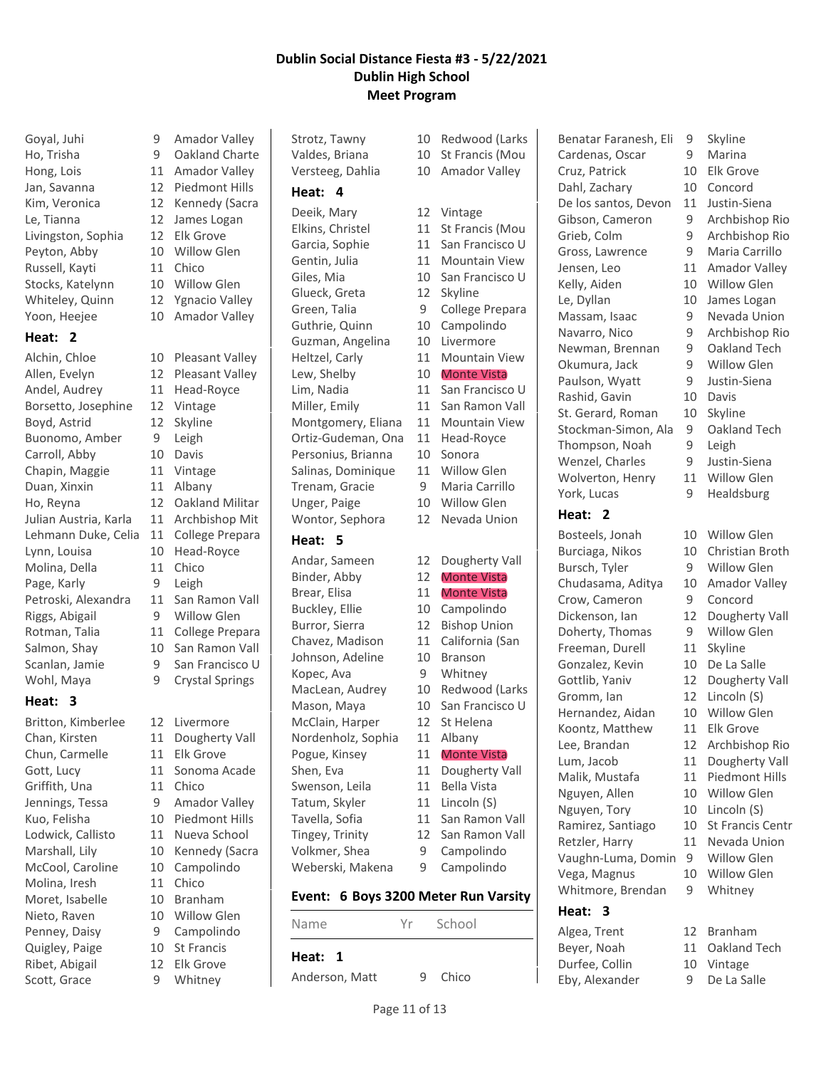# Dublin Social Distance Fiesta #3 - 5/22/2021
## Dublin High School
## Meet Program

| Name | Yr | School |
|---|---|---|
| Goyal, Juhi | 9 | Amador Valley |
| Ho, Trisha | 9 | Oakland Charte |
| Hong, Lois | 11 | Amador Valley |
| Jan, Savanna | 12 | Piedmont Hills |
| Kim, Veronica | 12 | Kennedy (Sacra |
| Le, Tianna | 12 | James Logan |
| Livingston, Sophia | 12 | Elk Grove |
| Peyton, Abby | 10 | Willow Glen |
| Russell, Kayti | 11 | Chico |
| Stocks, Katelynn | 10 | Willow Glen |
| Whiteley, Quinn | 12 | Ygnacio Valley |
| Yoon, Heejee | 10 | Amador Valley |

**Heat: 2**

| Name | Yr | School |
|---|---|---|
| Alchin, Chloe | 10 | Pleasant Valley |
| Allen, Evelyn | 12 | Pleasant Valley |
| Andel, Audrey | 11 | Head-Royce |
| Borsetto, Josephine | 12 | Vintage |
| Boyd, Astrid | 12 | Skyline |
| Buonomo, Amber | 9 | Leigh |
| Carroll, Abby | 10 | Davis |
| Chapin, Maggie | 11 | Vintage |
| Duan, Xinxin | 11 | Albany |
| Ho, Reyna | 12 | Oakland Militar |
| Julian Austria, Karla | 11 | Archbishop Mit |
| Lehmann Duke, Celia | 11 | College Prepara |
| Lynn, Louisa | 10 | Head-Royce |
| Molina, Della | 11 | Chico |
| Page, Karly | 9 | Leigh |
| Petroski, Alexandra | 11 | San Ramon Vall |
| Riggs, Abigail | 9 | Willow Glen |
| Rotman, Talia | 11 | College Prepara |
| Salmon, Shay | 10 | San Ramon Vall |
| Scanlan, Jamie | 9 | San Francisco U |
| Wohl, Maya | 9 | Crystal Springs |

**Heat: 3**

| Name | Yr | School |
|---|---|---|
| Britton, Kimberlee | 12 | Livermore |
| Chan, Kirsten | 11 | Dougherty Vall |
| Chun, Carmelle | 11 | Elk Grove |
| Gott, Lucy | 11 | Sonoma Acade |
| Griffith, Una | 11 | Chico |
| Jennings, Tessa | 9 | Amador Valley |
| Kuo, Felisha | 10 | Piedmont Hills |
| Lodwick, Callisto | 11 | Nueva School |
| Marshall, Lily | 10 | Kennedy (Sacra |
| McCool, Caroline | 10 | Campolindo |
| Molina, Iresh | 11 | Chico |
| Moret, Isabelle | 10 | Branham |
| Nieto, Raven | 10 | Willow Glen |
| Penney, Daisy | 9 | Campolindo |
| Quigley, Paige | 10 | St Francis |
| Ribet, Abigail | 12 | Elk Grove |
| Scott, Grace | 9 | Whitney |
| Strotz, Tawny | 10 | Redwood (Larks |
| Valdes, Briana | 10 | St Francis (Mou |
| Versteeg, Dahlia | 10 | Amador Valley |

**Heat: 4**

| Name | Yr | School |
|---|---|---|
| Deeik, Mary | 12 | Vintage |
| Elkins, Christel | 11 | St Francis (Mou |
| Garcia, Sophie | 11 | San Francisco U |
| Gentin, Julia | 11 | Mountain View |
| Giles, Mia | 10 | San Francisco U |
| Glueck, Greta | 12 | Skyline |
| Green, Talia | 9 | College Prepara |
| Guthrie, Quinn | 10 | Campolindo |
| Guzman, Angelina | 10 | Livermore |
| Heltzel, Carly | 11 | Mountain View |
| Lew, Shelby | 10 | Monte Vista |
| Lim, Nadia | 11 | San Francisco U |
| Miller, Emily | 11 | San Ramon Vall |
| Montgomery, Eliana | 11 | Mountain View |
| Ortiz-Gudeman, Ona | 11 | Head-Royce |
| Personius, Brianna | 10 | Sonora |
| Salinas, Dominique | 11 | Willow Glen |
| Trenam, Gracie | 9 | Maria Carrillo |
| Unger, Paige | 10 | Willow Glen |
| Wontor, Sephora | 12 | Nevada Union |

**Heat: 5**

| Name | Yr | School |
|---|---|---|
| Andar, Sameen | 12 | Dougherty Vall |
| Binder, Abby | 12 | Monte Vista |
| Brear, Elisa | 11 | Monte Vista |
| Buckley, Ellie | 10 | Campolindo |
| Burror, Sierra | 12 | Bishop Union |
| Chavez, Madison | 11 | California (San |
| Johnson, Adeline | 10 | Branson |
| Kopec, Ava | 9 | Whitney |
| MacLean, Audrey | 10 | Redwood (Larks |
| Mason, Maya | 10 | San Francisco U |
| McClain, Harper | 12 | St Helena |
| Nordenholz, Sophia | 11 | Albany |
| Pogue, Kinsey | 11 | Monte Vista |
| Shen, Eva | 11 | Dougherty Vall |
| Swenson, Leila | 11 | Bella Vista |
| Tatum, Skyler | 11 | Lincoln (S) |
| Tavella, Sofia | 11 | San Ramon Vall |
| Tingey, Trinity | 12 | San Ramon Vall |
| Volkmer, Shea | 9 | Campolindo |
| Weberski, Makena | 9 | Campolindo |

## Event: 6 Boys 3200 Meter Run Varsity

**Heat: 1**

| Name | Yr | School |
|---|---|---|
| Anderson, Matt | 9 | Chico |
| Benatar Faranesh, Eli | 9 | Skyline |
| Cardenas, Oscar | 9 | Marina |
| Cruz, Patrick | 10 | Elk Grove |
| Dahl, Zachary | 10 | Concord |
| De los santos, Devon | 11 | Justin-Siena |
| Gibson, Cameron | 9 | Archbishop Rio |
| Grieb, Colm | 9 | Archbishop Rio |
| Gross, Lawrence | 9 | Maria Carrillo |
| Jensen, Leo | 11 | Amador Valley |
| Kelly, Aiden | 10 | Willow Glen |
| Le, Dyllan | 10 | James Logan |
| Massam, Isaac | 9 | Nevada Union |
| Navarro, Nico | 9 | Archbishop Rio |
| Newman, Brennan | 9 | Oakland Tech |
| Okumura, Jack | 9 | Willow Glen |
| Paulson, Wyatt | 9 | Justin-Siena |
| Rashid, Gavin | 10 | Davis |
| St. Gerard, Roman | 10 | Skyline |
| Stockman-Simon, Ala | 9 | Oakland Tech |
| Thompson, Noah | 9 | Leigh |
| Wenzel, Charles | 9 | Justin-Siena |
| Wolverton, Henry | 11 | Willow Glen |
| York, Lucas | 9 | Healdsburg |

**Heat: 2**

| Name | Yr | School |
|---|---|---|
| Bosteels, Jonah | 10 | Willow Glen |
| Burciaga, Nikos | 10 | Christian Broth |
| Bursch, Tyler | 9 | Willow Glen |
| Chudasama, Aditya | 10 | Amador Valley |
| Crow, Cameron | 9 | Concord |
| Dickenson, Ian | 12 | Dougherty Vall |
| Doherty, Thomas | 9 | Willow Glen |
| Freeman, Durell | 11 | Skyline |
| Gonzalez, Kevin | 10 | De La Salle |
| Gottlib, Yaniv | 12 | Dougherty Vall |
| Gromm, Ian | 12 | Lincoln (S) |
| Hernandez, Aidan | 10 | Willow Glen |
| Koontz, Matthew | 11 | Elk Grove |
| Lee, Brandan | 12 | Archbishop Rio |
| Lum, Jacob | 11 | Dougherty Vall |
| Malik, Mustafa | 11 | Piedmont Hills |
| Nguyen, Allen | 10 | Willow Glen |
| Nguyen, Tory | 10 | Lincoln (S) |
| Ramirez, Santiago | 10 | St Francis Centr |
| Retzler, Harry | 11 | Nevada Union |
| Vaughn-Luma, Domin | 9 | Willow Glen |
| Vega, Magnus | 10 | Willow Glen |
| Whitmore, Brendan | 9 | Whitney |

**Heat: 3**

| Name | Yr | School |
|---|---|---|
| Algea, Trent | 12 | Branham |
| Beyer, Noah | 11 | Oakland Tech |
| Durfee, Collin | 10 | Vintage |
| Eby, Alexander | 9 | De La Salle |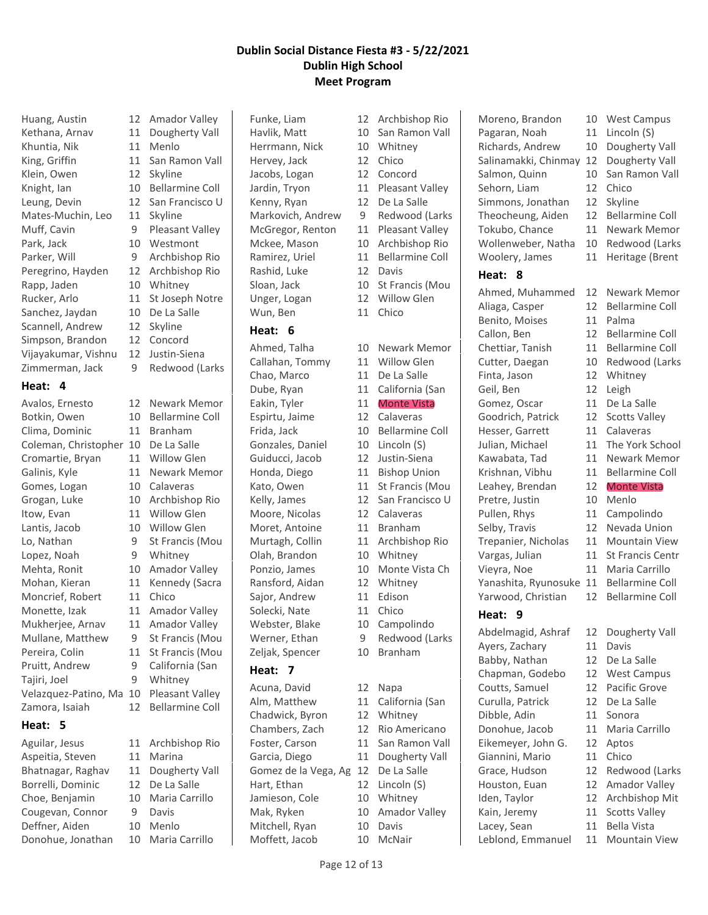**Dublin Social Distance Fiesta #3 - 5/22/2021**
**Dublin High School**
**Meet Program**

| Name | Yr | School |
|---|---|---|
| Huang, Austin | 12 | Amador Valley |
| Kethana, Arnav | 11 | Dougherty Vall |
| Khuntia, Nik | 11 | Menlo |
| King, Griffin | 11 | San Ramon Vall |
| Klein, Owen | 12 | Skyline |
| Knight, Ian | 10 | Bellarmine Coll |
| Leung, Devin | 12 | San Francisco U |
| Mates-Muchin, Leo | 11 | Skyline |
| Muff, Cavin | 9 | Pleasant Valley |
| Park, Jack | 10 | Westmont |
| Parker, Will | 9 | Archbishop Rio |
| Peregrino, Hayden | 12 | Archbishop Rio |
| Rapp, Jaden | 10 | Whitney |
| Rucker, Arlo | 11 | St Joseph Notre |
| Sanchez, Jaydan | 10 | De La Salle |
| Scannell, Andrew | 12 | Skyline |
| Simpson, Brandon | 12 | Concord |
| Vijayakumar, Vishnu | 12 | Justin-Siena |
| Zimmerman, Jack | 9 | Redwood (Larks |

**Heat: 4**

| Name | Yr | School |
|---|---|---|
| Avalos, Ernesto | 12 | Newark Memor |
| Botkin, Owen | 10 | Bellarmine Coll |
| Clima, Dominic | 11 | Branham |
| Coleman, Christopher | 10 | De La Salle |
| Cromartie, Bryan | 11 | Willow Glen |
| Galinis, Kyle | 11 | Newark Memor |
| Gomes, Logan | 10 | Calaveras |
| Grogan, Luke | 10 | Archbishop Rio |
| Itow, Evan | 11 | Willow Glen |
| Lantis, Jacob | 10 | Willow Glen |
| Lo, Nathan | 9 | St Francis (Mou |
| Lopez, Noah | 9 | Whitney |
| Mehta, Ronit | 10 | Amador Valley |
| Mohan, Kieran | 11 | Kennedy (Sacra |
| Moncrief, Robert | 11 | Chico |
| Monette, Izak | 11 | Amador Valley |
| Mukherjee, Arnav | 11 | Amador Valley |
| Mullane, Matthew | 9 | St Francis (Mou |
| Pereira, Colin | 11 | St Francis (Mou |
| Pruitt, Andrew | 9 | California (San |
| Tajiri, Joel | 9 | Whitney |
| Velazquez-Patino, Ma | 10 | Pleasant Valley |
| Zamora, Isaiah | 12 | Bellarmine Coll |

**Heat: 5**

| Name | Yr | School |
|---|---|---|
| Aguilar, Jesus | 11 | Archbishop Rio |
| Aspeitia, Steven | 11 | Marina |
| Bhatnagar, Raghav | 11 | Dougherty Vall |
| Borrelli, Dominic | 12 | De La Salle |
| Choe, Benjamin | 10 | Maria Carrillo |
| Cougevan, Connor | 9 | Davis |
| Deffner, Aiden | 10 | Menlo |
| Donohue, Jonathan | 10 | Maria Carrillo |
| Funke, Liam | 12 | Archbishop Rio |
| Havlik, Matt | 10 | San Ramon Vall |
| Herrmann, Nick | 10 | Whitney |
| Hervey, Jack | 12 | Chico |
| Jacobs, Logan | 12 | Concord |
| Jardin, Tryon | 11 | Pleasant Valley |
| Kenny, Ryan | 12 | De La Salle |
| Markovich, Andrew | 9 | Redwood (Larks |
| McGregor, Renton | 11 | Pleasant Valley |
| Mckee, Mason | 10 | Archbishop Rio |
| Ramirez, Uriel | 11 | Bellarmine Coll |
| Rashid, Luke | 12 | Davis |
| Sloan, Jack | 10 | St Francis (Mou |
| Unger, Logan | 12 | Willow Glen |
| Wun, Ben | 11 | Chico |

**Heat: 6**

| Name | Yr | School |
|---|---|---|
| Ahmed, Talha | 10 | Newark Memor |
| Callahan, Tommy | 11 | Willow Glen |
| Chao, Marco | 11 | De La Salle |
| Dube, Ryan | 11 | California (San |
| Eakin, Tyler | 11 | Monte Vista |
| Espirtu, Jaime | 12 | Calaveras |
| Frida, Jack | 10 | Bellarmine Coll |
| Gonzales, Daniel | 10 | Lincoln (S) |
| Guiducci, Jacob | 12 | Justin-Siena |
| Honda, Diego | 11 | Bishop Union |
| Kato, Owen | 11 | St Francis (Mou |
| Kelly, James | 12 | San Francisco U |
| Moore, Nicolas | 12 | Calaveras |
| Moret, Antoine | 11 | Branham |
| Murtagh, Collin | 11 | Archbishop Rio |
| Olah, Brandon | 10 | Whitney |
| Ponzio, James | 10 | Monte Vista Ch |
| Ransford, Aidan | 12 | Whitney |
| Sajor, Andrew | 11 | Edison |
| Solecki, Nate | 11 | Chico |
| Webster, Blake | 10 | Campolindo |
| Werner, Ethan | 9 | Redwood (Larks |
| Zeljak, Spencer | 10 | Branham |

**Heat: 7**

| Name | Yr | School |
|---|---|---|
| Acuna, David | 12 | Napa |
| Alm, Matthew | 11 | California (San |
| Chadwick, Byron | 12 | Whitney |
| Chambers, Zach | 12 | Rio Americano |
| Foster, Carson | 11 | San Ramon Vall |
| Garcia, Diego | 11 | Dougherty Vall |
| Gomez de la Vega, Ag | 12 | De La Salle |
| Hart, Ethan | 12 | Lincoln (S) |
| Jamieson, Cole | 10 | Whitney |
| Mak, Ryken | 10 | Amador Valley |
| Mitchell, Ryan | 10 | Davis |
| Moffett, Jacob | 10 | McNair |
| Moreno, Brandon | 10 | West Campus |
| Pagaran, Noah | 11 | Lincoln (S) |
| Richards, Andrew | 10 | Dougherty Vall |
| Salinamakki, Chinmay | 12 | Dougherty Vall |
| Salmon, Quinn | 10 | San Ramon Vall |
| Sehorn, Liam | 12 | Chico |
| Simmons, Jonathan | 12 | Skyline |
| Theocheung, Aiden | 12 | Bellarmine Coll |
| Tokubo, Chance | 11 | Newark Memor |
| Wollenweber, Natha | 10 | Redwood (Larks |
| Woolery, James | 11 | Heritage (Brent |

**Heat: 8**

| Name | Yr | School |
|---|---|---|
| Ahmed, Muhammed | 12 | Newark Memor |
| Aliaga, Casper | 12 | Bellarmine Coll |
| Benito, Moises | 11 | Palma |
| Callon, Ben | 12 | Bellarmine Coll |
| Chettiar, Tanish | 11 | Bellarmine Coll |
| Cutter, Daegan | 10 | Redwood (Larks |
| Finta, Jason | 12 | Whitney |
| Geil, Ben | 12 | Leigh |
| Gomez, Oscar | 11 | De La Salle |
| Goodrich, Patrick | 12 | Scotts Valley |
| Hesser, Garrett | 11 | Calaveras |
| Julian, Michael | 11 | The York School |
| Kawabata, Tad | 11 | Newark Memor |
| Krishnan, Vibhu | 11 | Bellarmine Coll |
| Leahey, Brendan | 12 | Monte Vista |
| Pretre, Justin | 10 | Menlo |
| Pullen, Rhys | 11 | Campolindo |
| Selby, Travis | 12 | Nevada Union |
| Trepanier, Nicholas | 11 | Mountain View |
| Vargas, Julian | 11 | St Francis Centr |
| Vieyra, Noe | 11 | Maria Carrillo |
| Yanashita, Ryunosuke | 11 | Bellarmine Coll |
| Yarwood, Christian | 12 | Bellarmine Coll |

**Heat: 9**

| Name | Yr | School |
|---|---|---|
| Abdelmagid, Ashraf | 12 | Dougherty Vall |
| Ayers, Zachary | 11 | Davis |
| Babby, Nathan | 12 | De La Salle |
| Chapman, Godebo | 12 | West Campus |
| Coutts, Samuel | 12 | Pacific Grove |
| Curulla, Patrick | 12 | De La Salle |
| Dibble, Adin | 11 | Sonora |
| Donohue, Jacob | 11 | Maria Carrillo |
| Eikemeyer, John G. | 12 | Aptos |
| Giannini, Mario | 11 | Chico |
| Grace, Hudson | 12 | Redwood (Larks |
| Houston, Euan | 12 | Amador Valley |
| Iden, Taylor | 12 | Archbishop Mit |
| Kain, Jeremy | 11 | Scotts Valley |
| Lacey, Sean | 11 | Bella Vista |
| Leblond, Emmanuel | 11 | Mountain View |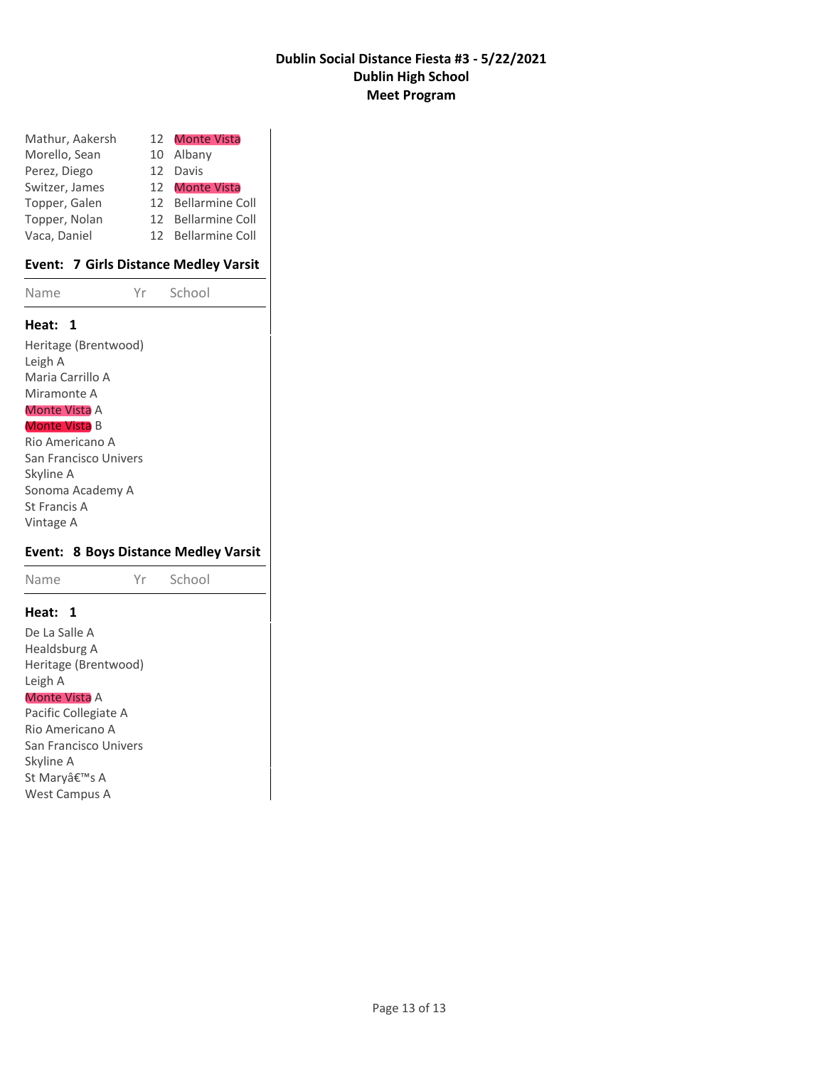| | | |
|---|---|---|
| Mathur, Aakersh | 12 | Monte Vista |
| Morello, Sean | 10 | Albany |
| Perez, Diego | 12 | Davis |
| Switzer, James | 12 | Monte Vista |
| Topper, Galen | 12 | Bellarmine Coll |
| Topper, Nolan | 12 | Bellarmine Coll |
| Vaca, Daniel | 12 | Bellarmine Coll |

## Event: 7 Girls Distance Medley Varsit

| Name | Yr | School |
|---|---|---|

### Heat: 1

Heritage (Brentwood)
Leigh A
Maria Carrillo A
Miramonte A
Monte Vista A
Monte Vista B
Rio Americano A
San Francisco Univers
Skyline A
Sonoma Academy A
St Francis A
Vintage A

## Event: 8 Boys Distance Medley Varsit

| Name | Yr | School |
|---|---|---|

### Heat: 1

De La Salle A
Healdsburg A
Heritage (Brentwood)
Leigh A
Monte Vista A
Pacific Collegiate A
Rio Americano A
San Francisco Univers
Skyline A
St Maryâ€™s A
West Campus A